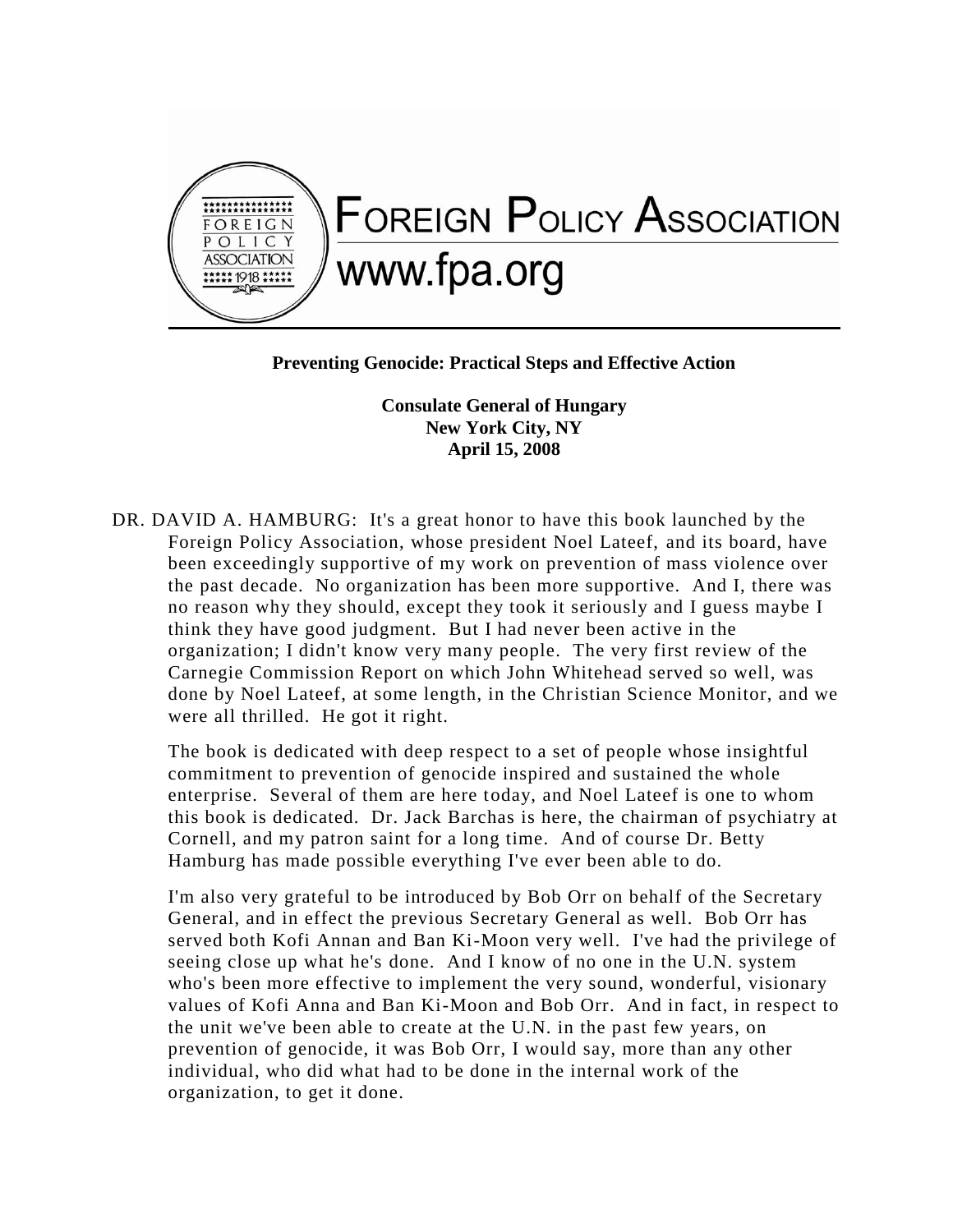# Foreign Policy Association

www.fpa.org

**Preventing Genocide: Practical Steps and Effective Action**

**Consulate General of Hungary**
**New York City, NY**
**April 15, 2008**

DR. DAVID A. HAMBURG: It's a great honor to have this book launched by the Foreign Policy Association, whose president Noel Lateef, and its board, have been exceedingly supportive of my work on prevention of mass violence over the past decade. No organization has been more supportive. And I, there was no reason why they should, except they took it seriously and I guess maybe I think they have good judgment. But I had never been active in the organization; I didn't know very many people. The very first review of the Carnegie Commission Report on which John Whitehead served so well, was done by Noel Lateef, at some length, in the Christian Science Monitor, and we were all thrilled. He got it right.

The book is dedicated with deep respect to a set of people whose insightful commitment to prevention of genocide inspired and sustained the whole enterprise. Several of them are here today, and Noel Lateef is one to whom this book is dedicated. Dr. Jack Barchas is here, the chairman of psychiatry at Cornell, and my patron saint for a long time. And of course Dr. Betty Hamburg has made possible everything I've ever been able to do.

I'm also very grateful to be introduced by Bob Orr on behalf of the Secretary General, and in effect the previous Secretary General as well. Bob Orr has served both Kofi Annan and Ban Ki-Moon very well. I've had the privilege of seeing close up what he's done. And I know of no one in the U.N. system who's been more effective to implement the very sound, wonderful, visionary values of Kofi Anna and Ban Ki-Moon and Bob Orr. And in fact, in respect to the unit we've been able to create at the U.N. in the past few years, on prevention of genocide, it was Bob Orr, I would say, more than any other individual, who did what had to be done in the internal work of the organization, to get it done.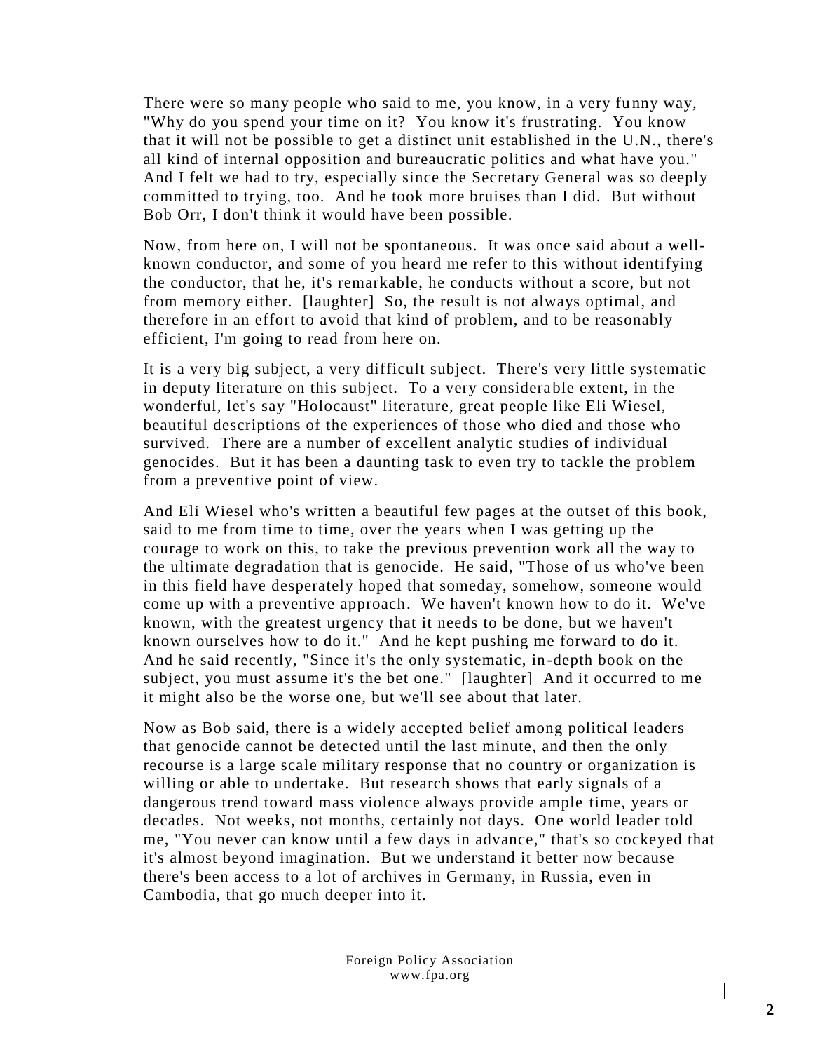There were so many people who said to me, you know, in a very funny way, "Why do you spend your time on it? You know it's frustrating. You know that it will not be possible to get a distinct unit established in the U.N., there's all kind of internal opposition and bureaucratic politics and what have you." And I felt we had to try, especially since the Secretary General was so deeply committed to trying, too. And he took more bruises than I did. But without Bob Orr, I don't think it would have been possible.

Now, from here on, I will not be spontaneous. It was once said about a well-known conductor, and some of you heard me refer to this without identifying the conductor, that he, it's remarkable, he conducts without a score, but not from memory either. [laughter] So, the result is not always optimal, and therefore in an effort to avoid that kind of problem, and to be reasonably efficient, I'm going to read from here on.

It is a very big subject, a very difficult subject. There's very little systematic in deputy literature on this subject. To a very considerable extent, in the wonderful, let's say "Holocaust" literature, great people like Eli Wiesel, beautiful descriptions of the experiences of those who died and those who survived. There are a number of excellent analytic studies of individual genocides. But it has been a daunting task to even try to tackle the problem from a preventive point of view.

And Eli Wiesel who's written a beautiful few pages at the outset of this book, said to me from time to time, over the years when I was getting up the courage to work on this, to take the previous prevention work all the way to the ultimate degradation that is genocide. He said, "Those of us who've been in this field have desperately hoped that someday, somehow, someone would come up with a preventive approach. We haven't known how to do it. We've known, with the greatest urgency that it needs to be done, but we haven't known ourselves how to do it." And he kept pushing me forward to do it. And he said recently, "Since it's the only systematic, in-depth book on the subject, you must assume it's the bet one." [laughter] And it occurred to me it might also be the worse one, but we'll see about that later.

Now as Bob said, there is a widely accepted belief among political leaders that genocide cannot be detected until the last minute, and then the only recourse is a large scale military response that no country or organization is willing or able to undertake. But research shows that early signals of a dangerous trend toward mass violence always provide ample time, years or decades. Not weeks, not months, certainly not days. One world leader told me, "You never can know until a few days in advance," that's so cockeyed that it's almost beyond imagination. But we understand it better now because there's been access to a lot of archives in Germany, in Russia, even in Cambodia, that go much deeper into it.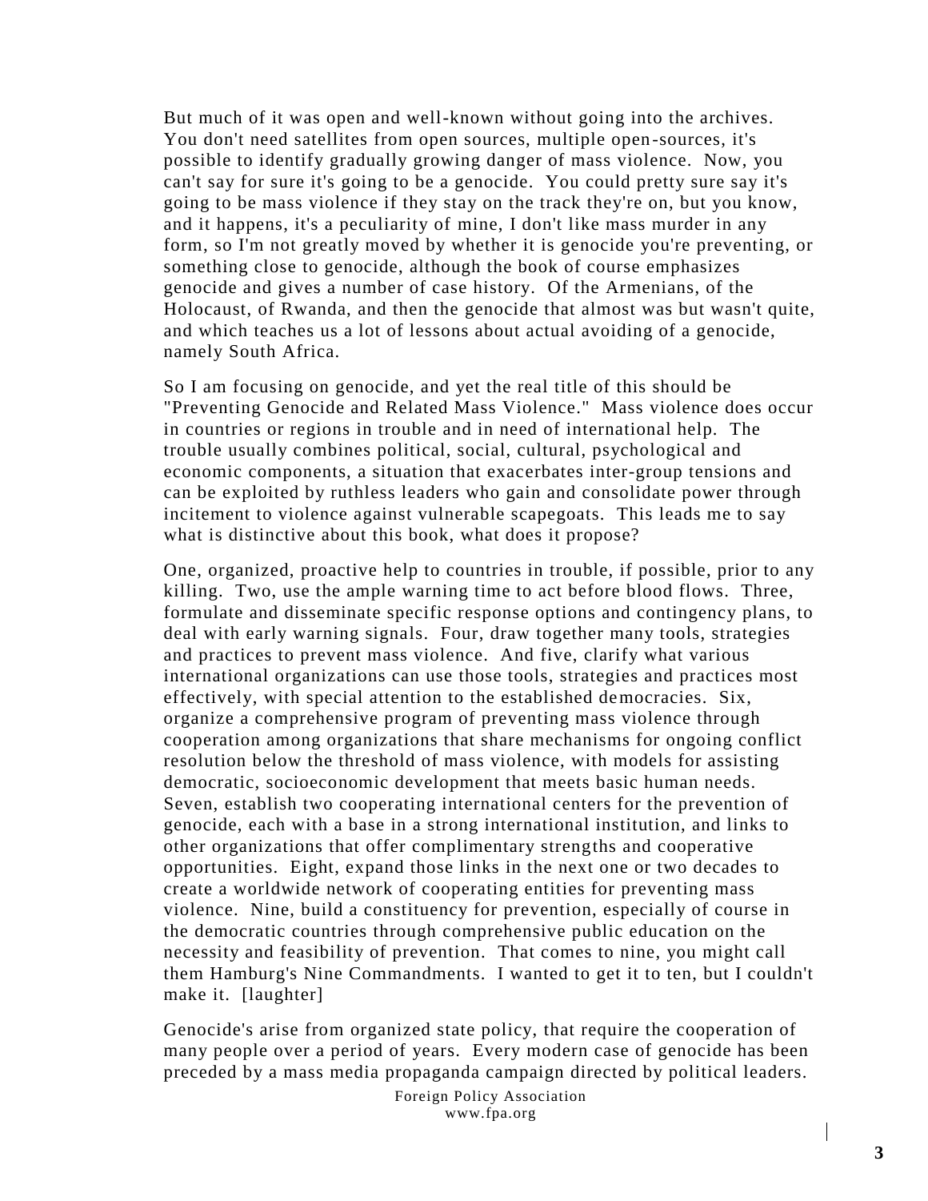But much of it was open and well-known without going into the archives. You don't need satellites from open sources, multiple open-sources, it's possible to identify gradually growing danger of mass violence. Now, you can't say for sure it's going to be a genocide. You could pretty sure say it's going to be mass violence if they stay on the track they're on, but you know, and it happens, it's a peculiarity of mine, I don't like mass murder in any form, so I'm not greatly moved by whether it is genocide you're preventing, or something close to genocide, although the book of course emphasizes genocide and gives a number of case history. Of the Armenians, of the Holocaust, of Rwanda, and then the genocide that almost was but wasn't quite, and which teaches us a lot of lessons about actual avoiding of a genocide, namely South Africa.

So I am focusing on genocide, and yet the real title of this should be "Preventing Genocide and Related Mass Violence." Mass violence does occur in countries or regions in trouble and in need of international help. The trouble usually combines political, social, cultural, psychological and economic components, a situation that exacerbates inter-group tensions and can be exploited by ruthless leaders who gain and consolidate power through incitement to violence against vulnerable scapegoats. This leads me to say what is distinctive about this book, what does it propose?

One, organized, proactive help to countries in trouble, if possible, prior to any killing. Two, use the ample warning time to act before blood flows. Three, formulate and disseminate specific response options and contingency plans, to deal with early warning signals. Four, draw together many tools, strategies and practices to prevent mass violence. And five, clarify what various international organizations can use those tools, strategies and practices most effectively, with special attention to the established democracies. Six, organize a comprehensive program of preventing mass violence through cooperation among organizations that share mechanisms for ongoing conflict resolution below the threshold of mass violence, with models for assisting democratic, socioeconomic development that meets basic human needs. Seven, establish two cooperating international centers for the prevention of genocide, each with a base in a strong international institution, and links to other organizations that offer complimentary strengths and cooperative opportunities. Eight, expand those links in the next one or two decades to create a worldwide network of cooperating entities for preventing mass violence. Nine, build a constituency for prevention, especially of course in the democratic countries through comprehensive public education on the necessity and feasibility of prevention. That comes to nine, you might call them Hamburg's Nine Commandments. I wanted to get it to ten, but I couldn't make it. [laughter]

Genocide's arise from organized state policy, that require the cooperation of many people over a period of years. Every modern case of genocide has been preceded by a mass media propaganda campaign directed by political leaders.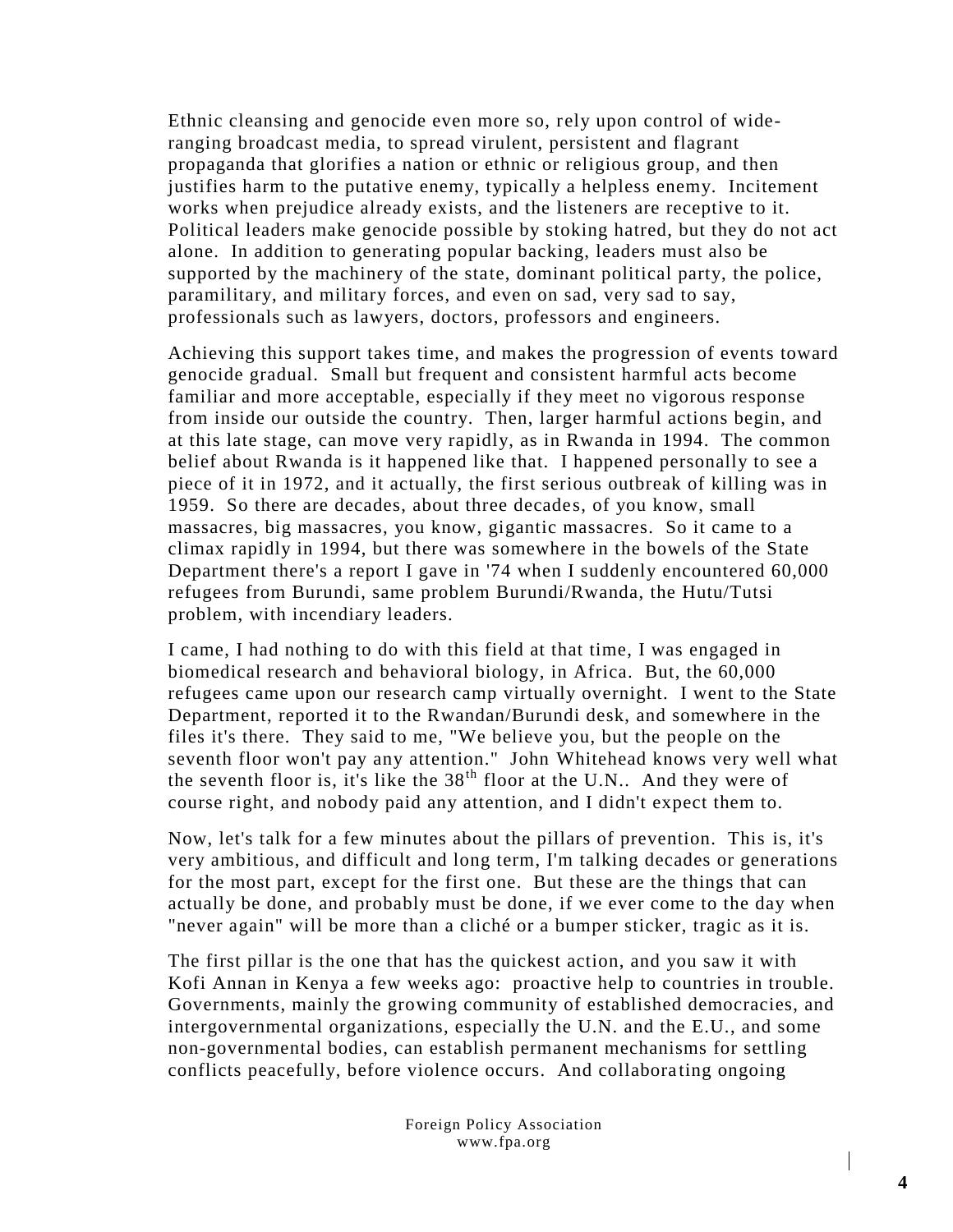Ethnic cleansing and genocide even more so, rely upon control of wide-ranging broadcast media, to spread virulent, persistent and flagrant propaganda that glorifies a nation or ethnic or religious group, and then justifies harm to the putative enemy, typically a helpless enemy. Incitement works when prejudice already exists, and the listeners are receptive to it. Political leaders make genocide possible by stoking hatred, but they do not act alone. In addition to generating popular backing, leaders must also be supported by the machinery of the state, dominant political party, the police, paramilitary, and military forces, and even on sad, very sad to say, professionals such as lawyers, doctors, professors and engineers.

Achieving this support takes time, and makes the progression of events toward genocide gradual. Small but frequent and consistent harmful acts become familiar and more acceptable, especially if they meet no vigorous response from inside our outside the country. Then, larger harmful actions begin, and at this late stage, can move very rapidly, as in Rwanda in 1994. The common belief about Rwanda is it happened like that. I happened personally to see a piece of it in 1972, and it actually, the first serious outbreak of killing was in 1959. So there are decades, about three decades, of you know, small massacres, big massacres, you know, gigantic massacres. So it came to a climax rapidly in 1994, but there was somewhere in the bowels of the State Department there's a report I gave in '74 when I suddenly encountered 60,000 refugees from Burundi, same problem Burundi/Rwanda, the Hutu/Tutsi problem, with incendiary leaders.

I came, I had nothing to do with this field at that time, I was engaged in biomedical research and behavioral biology, in Africa. But, the 60,000 refugees came upon our research camp virtually overnight. I went to the State Department, reported it to the Rwandan/Burundi desk, and somewhere in the files it's there. They said to me, "We believe you, but the people on the seventh floor won't pay any attention." John Whitehead knows very well what the seventh floor is, it's like the 38th floor at the U.N.. And they were of course right, and nobody paid any attention, and I didn't expect them to.

Now, let's talk for a few minutes about the pillars of prevention. This is, it's very ambitious, and difficult and long term, I'm talking decades or generations for the most part, except for the first one. But these are the things that can actually be done, and probably must be done, if we ever come to the day when "never again" will be more than a cliché or a bumper sticker, tragic as it is.

The first pillar is the one that has the quickest action, and you saw it with Kofi Annan in Kenya a few weeks ago: proactive help to countries in trouble. Governments, mainly the growing community of established democracies, and intergovernmental organizations, especially the U.N. and the E.U., and some non-governmental bodies, can establish permanent mechanisms for settling conflicts peacefully, before violence occurs. And collaborating ongoing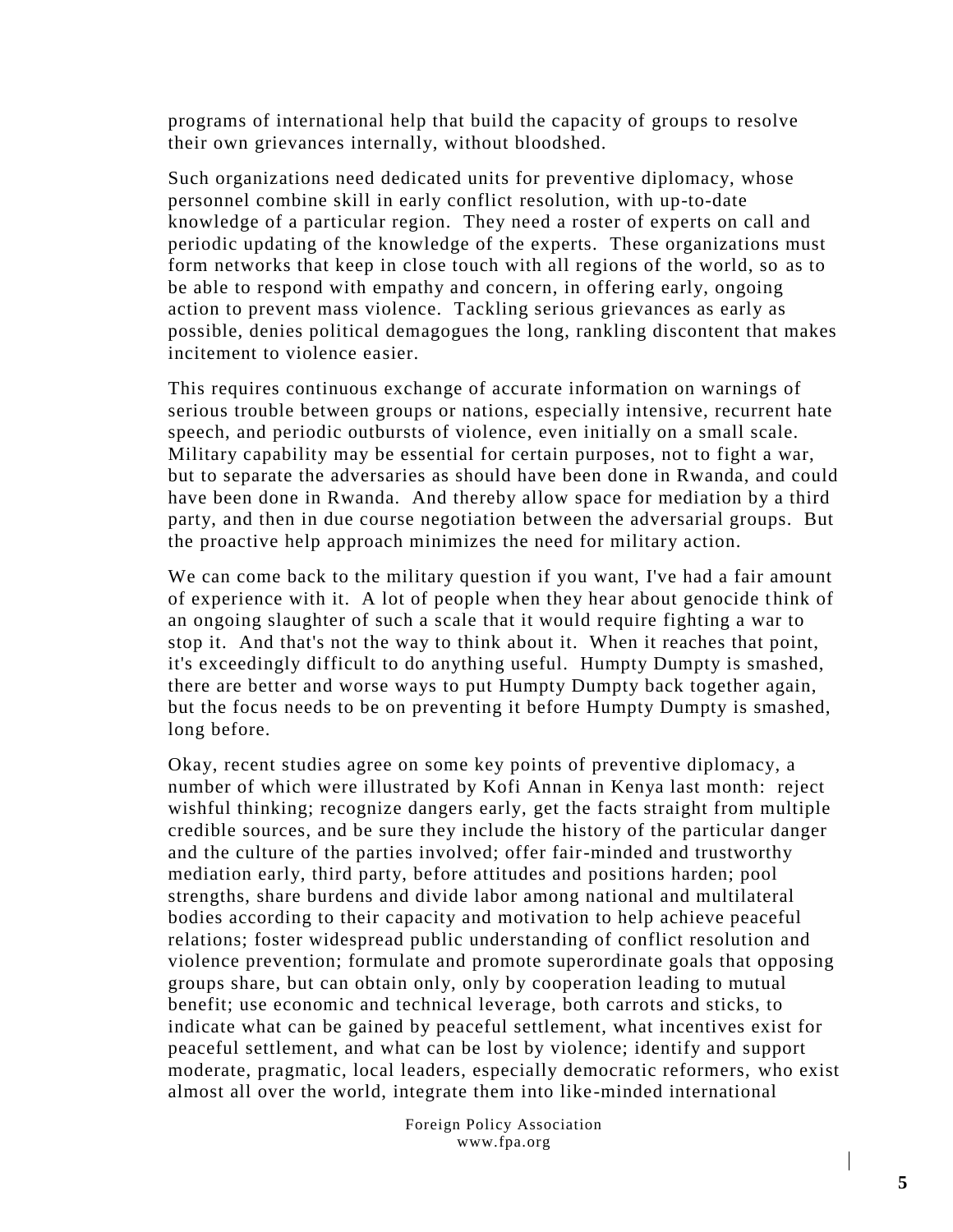programs of international help that build the capacity of groups to resolve their own grievances internally, without bloodshed.

Such organizations need dedicated units for preventive diplomacy, whose personnel combine skill in early conflict resolution, with up-to-date knowledge of a particular region. They need a roster of experts on call and periodic updating of the knowledge of the experts. These organizations must form networks that keep in close touch with all regions of the world, so as to be able to respond with empathy and concern, in offering early, ongoing action to prevent mass violence. Tackling serious grievances as early as possible, denies political demagogues the long, rankling discontent that makes incitement to violence easier.

This requires continuous exchange of accurate information on warnings of serious trouble between groups or nations, especially intensive, recurrent hate speech, and periodic outbursts of violence, even initially on a small scale. Military capability may be essential for certain purposes, not to fight a war, but to separate the adversaries as should have been done in Rwanda, and could have been done in Rwanda. And thereby allow space for mediation by a third party, and then in due course negotiation between the adversarial groups. But the proactive help approach minimizes the need for military action.

We can come back to the military question if you want, I've had a fair amount of experience with it. A lot of people when they hear about genocide think of an ongoing slaughter of such a scale that it would require fighting a war to stop it. And that's not the way to think about it. When it reaches that point, it's exceedingly difficult to do anything useful. Humpty Dumpty is smashed, there are better and worse ways to put Humpty Dumpty back together again, but the focus needs to be on preventing it before Humpty Dumpty is smashed, long before.

Okay, recent studies agree on some key points of preventive diplomacy, a number of which were illustrated by Kofi Annan in Kenya last month: reject wishful thinking; recognize dangers early, get the facts straight from multiple credible sources, and be sure they include the history of the particular danger and the culture of the parties involved; offer fair-minded and trustworthy mediation early, third party, before attitudes and positions harden; pool strengths, share burdens and divide labor among national and multilateral bodies according to their capacity and motivation to help achieve peaceful relations; foster widespread public understanding of conflict resolution and violence prevention; formulate and promote superordinate goals that opposing groups share, but can obtain only, only by cooperation leading to mutual benefit; use economic and technical leverage, both carrots and sticks, to indicate what can be gained by peaceful settlement, what incentives exist for peaceful settlement, and what can be lost by violence; identify and support moderate, pragmatic, local leaders, especially democratic reformers, who exist almost all over the world, integrate them into like-minded international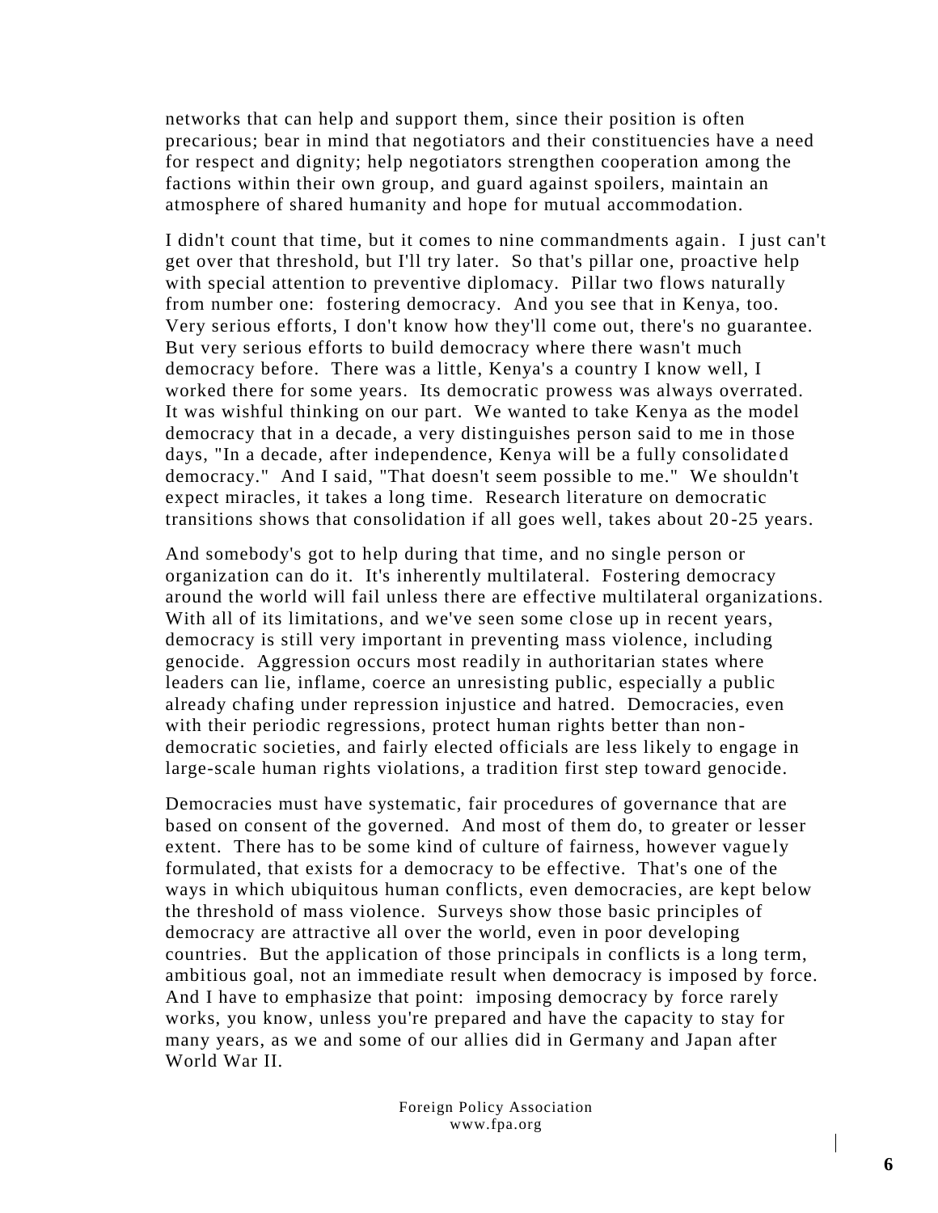networks that can help and support them, since their position is often precarious; bear in mind that negotiators and their constituencies have a need for respect and dignity; help negotiators strengthen cooperation among the factions within their own group, and guard against spoilers, maintain an atmosphere of shared humanity and hope for mutual accommodation.

I didn't count that time, but it comes to nine commandments again. I just can't get over that threshold, but I'll try later. So that's pillar one, proactive help with special attention to preventive diplomacy. Pillar two flows naturally from number one: fostering democracy. And you see that in Kenya, too. Very serious efforts, I don't know how they'll come out, there's no guarantee. But very serious efforts to build democracy where there wasn't much democracy before. There was a little, Kenya's a country I know well, I worked there for some years. Its democratic prowess was always overrated. It was wishful thinking on our part. We wanted to take Kenya as the model democracy that in a decade, a very distinguishes person said to me in those days, "In a decade, after independence, Kenya will be a fully consolidated democracy." And I said, "That doesn't seem possible to me." We shouldn't expect miracles, it takes a long time. Research literature on democratic transitions shows that consolidation if all goes well, takes about 20-25 years.

And somebody's got to help during that time, and no single person or organization can do it. It's inherently multilateral. Fostering democracy around the world will fail unless there are effective multilateral organizations. With all of its limitations, and we've seen some close up in recent years, democracy is still very important in preventing mass violence, including genocide. Aggression occurs most readily in authoritarian states where leaders can lie, inflame, coerce an unresisting public, especially a public already chafing under repression injustice and hatred. Democracies, even with their periodic regressions, protect human rights better than non-democratic societies, and fairly elected officials are less likely to engage in large-scale human rights violations, a tradition first step toward genocide.

Democracies must have systematic, fair procedures of governance that are based on consent of the governed. And most of them do, to greater or lesser extent. There has to be some kind of culture of fairness, however vaguely formulated, that exists for a democracy to be effective. That's one of the ways in which ubiquitous human conflicts, even democracies, are kept below the threshold of mass violence. Surveys show those basic principles of democracy are attractive all over the world, even in poor developing countries. But the application of those principals in conflicts is a long term, ambitious goal, not an immediate result when democracy is imposed by force. And I have to emphasize that point: imposing democracy by force rarely works, you know, unless you're prepared and have the capacity to stay for many years, as we and some of our allies did in Germany and Japan after World War II.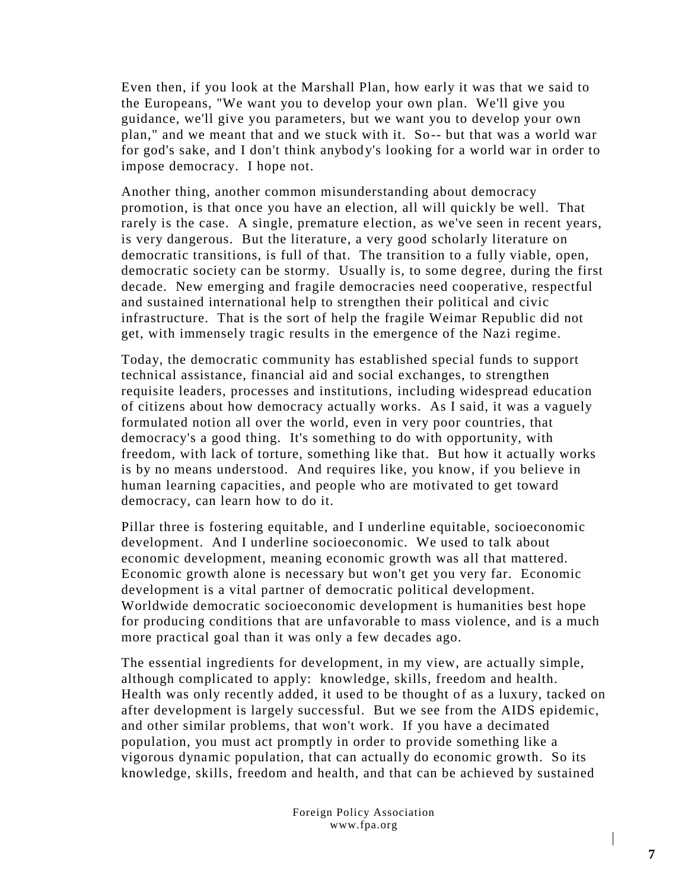Even then, if you look at the Marshall Plan, how early it was that we said to the Europeans, "We want you to develop your own plan. We'll give you guidance, we'll give you parameters, but we want you to develop your own plan," and we meant that and we stuck with it. So-- but that was a world war for god's sake, and I don't think anybody's looking for a world war in order to impose democracy. I hope not.

Another thing, another common misunderstanding about democracy promotion, is that once you have an election, all will quickly be well. That rarely is the case. A single, premature election, as we've seen in recent years, is very dangerous. But the literature, a very good scholarly literature on democratic transitions, is full of that. The transition to a fully viable, open, democratic society can be stormy. Usually is, to some degree, during the first decade. New emerging and fragile democracies need cooperative, respectful and sustained international help to strengthen their political and civic infrastructure. That is the sort of help the fragile Weimar Republic did not get, with immensely tragic results in the emergence of the Nazi regime.

Today, the democratic community has established special funds to support technical assistance, financial aid and social exchanges, to strengthen requisite leaders, processes and institutions, including widespread education of citizens about how democracy actually works. As I said, it was a vaguely formulated notion all over the world, even in very poor countries, that democracy's a good thing. It's something to do with opportunity, with freedom, with lack of torture, something like that. But how it actually works is by no means understood. And requires like, you know, if you believe in human learning capacities, and people who are motivated to get toward democracy, can learn how to do it.

Pillar three is fostering equitable, and I underline equitable, socioeconomic development. And I underline socioeconomic. We used to talk about economic development, meaning economic growth was all that mattered. Economic growth alone is necessary but won't get you very far. Economic development is a vital partner of democratic political development. Worldwide democratic socioeconomic development is humanities best hope for producing conditions that are unfavorable to mass violence, and is a much more practical goal than it was only a few decades ago.

The essential ingredients for development, in my view, are actually simple, although complicated to apply: knowledge, skills, freedom and health. Health was only recently added, it used to be thought of as a luxury, tacked on after development is largely successful. But we see from the AIDS epidemic, and other similar problems, that won't work. If you have a decimated population, you must act promptly in order to provide something like a vigorous dynamic population, that can actually do economic growth. So its knowledge, skills, freedom and health, and that can be achieved by sustained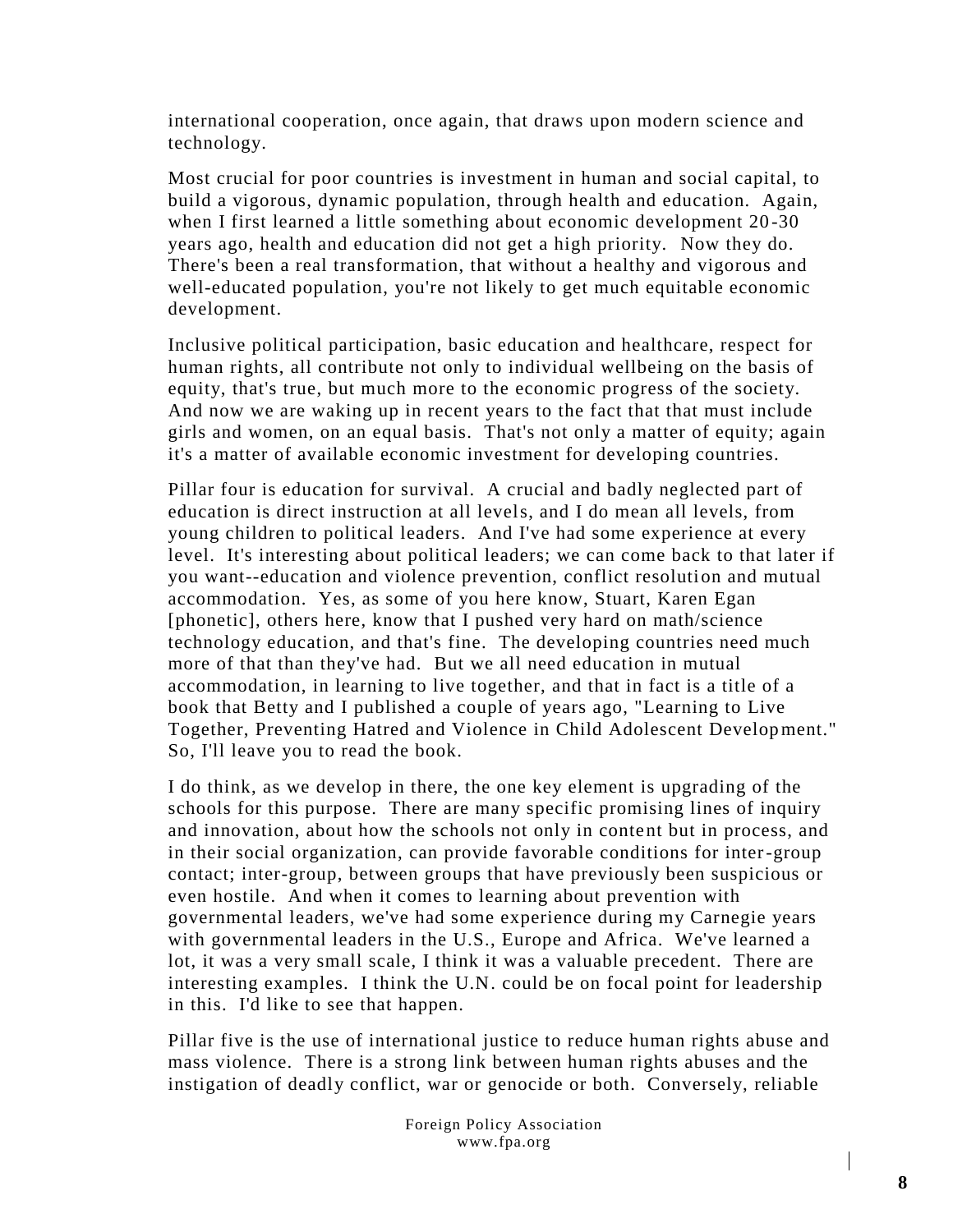international cooperation, once again, that draws upon modern science and technology.

Most crucial for poor countries is investment in human and social capital, to build a vigorous, dynamic population, through health and education. Again, when I first learned a little something about economic development 20-30 years ago, health and education did not get a high priority. Now they do. There's been a real transformation, that without a healthy and vigorous and well-educated population, you're not likely to get much equitable economic development.

Inclusive political participation, basic education and healthcare, respect for human rights, all contribute not only to individual wellbeing on the basis of equity, that's true, but much more to the economic progress of the society. And now we are waking up in recent years to the fact that that must include girls and women, on an equal basis. That's not only a matter of equity; again it's a matter of available economic investment for developing countries.

Pillar four is education for survival. A crucial and badly neglected part of education is direct instruction at all levels, and I do mean all levels, from young children to political leaders. And I've had some experience at every level. It's interesting about political leaders; we can come back to that later if you want--education and violence prevention, conflict resolution and mutual accommodation. Yes, as some of you here know, Stuart, Karen Egan [phonetic], others here, know that I pushed very hard on math/science technology education, and that's fine. The developing countries need much more of that than they've had. But we all need education in mutual accommodation, in learning to live together, and that in fact is a title of a book that Betty and I published a couple of years ago, "Learning to Live Together, Preventing Hatred and Violence in Child Adolescent Development." So, I'll leave you to read the book.

I do think, as we develop in there, the one key element is upgrading of the schools for this purpose. There are many specific promising lines of inquiry and innovation, about how the schools not only in content but in process, and in their social organization, can provide favorable conditions for inter-group contact; inter-group, between groups that have previously been suspicious or even hostile. And when it comes to learning about prevention with governmental leaders, we've had some experience during my Carnegie years with governmental leaders in the U.S., Europe and Africa. We've learned a lot, it was a very small scale, I think it was a valuable precedent. There are interesting examples. I think the U.N. could be on focal point for leadership in this. I'd like to see that happen.

Pillar five is the use of international justice to reduce human rights abuse and mass violence. There is a strong link between human rights abuses and the instigation of deadly conflict, war or genocide or both. Conversely, reliable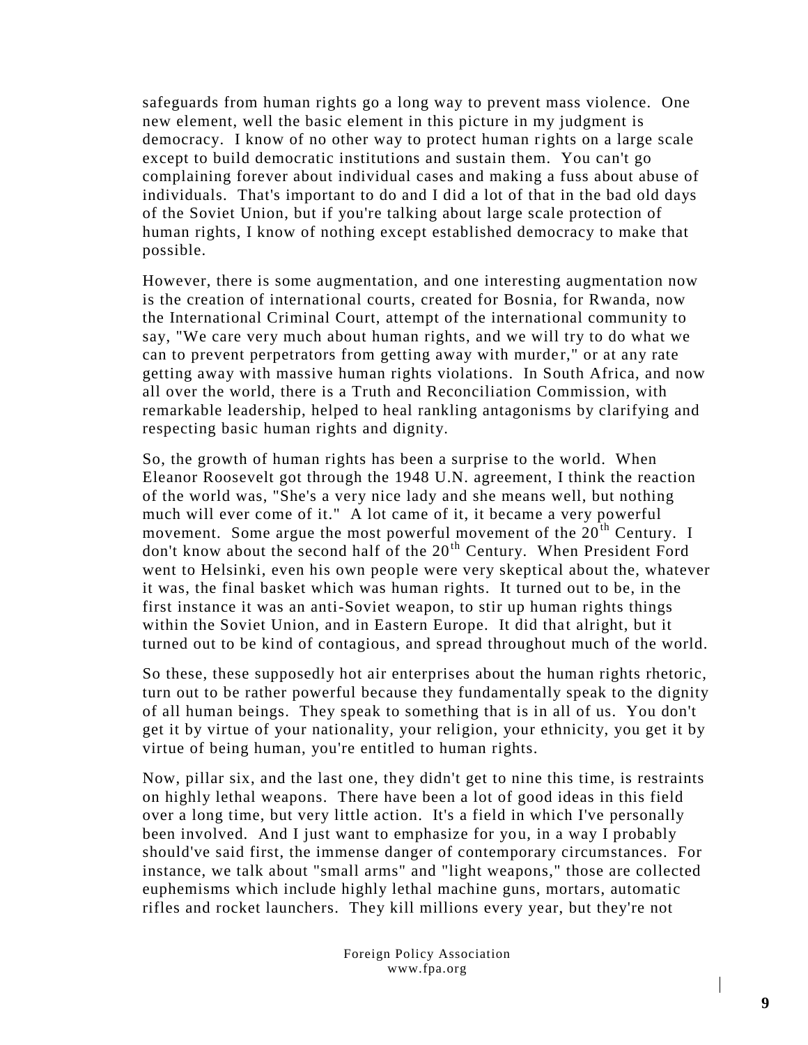safeguards from human rights go a long way to prevent mass violence. One new element, well the basic element in this picture in my judgment is democracy. I know of no other way to protect human rights on a large scale except to build democratic institutions and sustain them. You can't go complaining forever about individual cases and making a fuss about abuse of individuals. That's important to do and I did a lot of that in the bad old days of the Soviet Union, but if you're talking about large scale protection of human rights, I know of nothing except established democracy to make that possible.

However, there is some augmentation, and one interesting augmentation now is the creation of international courts, created for Bosnia, for Rwanda, now the International Criminal Court, attempt of the international community to say, "We care very much about human rights, and we will try to do what we can to prevent perpetrators from getting away with murder," or at any rate getting away with massive human rights violations. In South Africa, and now all over the world, there is a Truth and Reconciliation Commission, with remarkable leadership, helped to heal rankling antagonisms by clarifying and respecting basic human rights and dignity.

So, the growth of human rights has been a surprise to the world. When Eleanor Roosevelt got through the 1948 U.N. agreement, I think the reaction of the world was, "She's a very nice lady and she means well, but nothing much will ever come of it." A lot came of it, it became a very powerful movement. Some argue the most powerful movement of the 20th Century. I don't know about the second half of the 20th Century. When President Ford went to Helsinki, even his own people were very skeptical about the, whatever it was, the final basket which was human rights. It turned out to be, in the first instance it was an anti-Soviet weapon, to stir up human rights things within the Soviet Union, and in Eastern Europe. It did that alright, but it turned out to be kind of contagious, and spread throughout much of the world.

So these, these supposedly hot air enterprises about the human rights rhetoric, turn out to be rather powerful because they fundamentally speak to the dignity of all human beings. They speak to something that is in all of us. You don't get it by virtue of your nationality, your religion, your ethnicity, you get it by virtue of being human, you're entitled to human rights.

Now, pillar six, and the last one, they didn't get to nine this time, is restraints on highly lethal weapons. There have been a lot of good ideas in this field over a long time, but very little action. It's a field in which I've personally been involved. And I just want to emphasize for you, in a way I probably should've said first, the immense danger of contemporary circumstances. For instance, we talk about "small arms" and "light weapons," those are collected euphemisms which include highly lethal machine guns, mortars, automatic rifles and rocket launchers. They kill millions every year, but they're not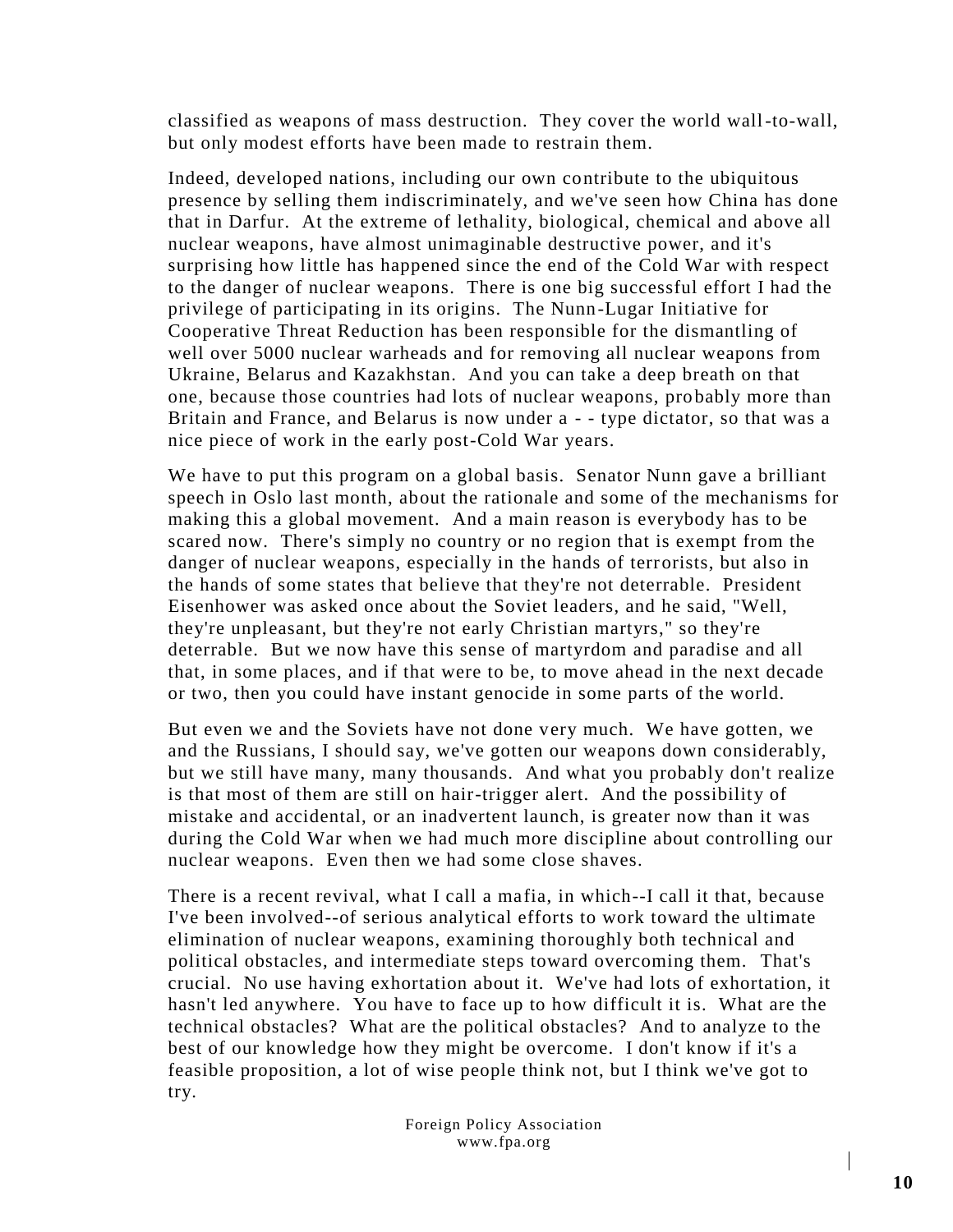classified as weapons of mass destruction. They cover the world wall-to-wall, but only modest efforts have been made to restrain them.

Indeed, developed nations, including our own contribute to the ubiquitous presence by selling them indiscriminately, and we've seen how China has done that in Darfur. At the extreme of lethality, biological, chemical and above all nuclear weapons, have almost unimaginable destructive power, and it's surprising how little has happened since the end of the Cold War with respect to the danger of nuclear weapons. There is one big successful effort I had the privilege of participating in its origins. The Nunn-Lugar Initiative for Cooperative Threat Reduction has been responsible for the dismantling of well over 5000 nuclear warheads and for removing all nuclear weapons from Ukraine, Belarus and Kazakhstan. And you can take a deep breath on that one, because those countries had lots of nuclear weapons, probably more than Britain and France, and Belarus is now under a - - type dictator, so that was a nice piece of work in the early post-Cold War years.

We have to put this program on a global basis. Senator Nunn gave a brilliant speech in Oslo last month, about the rationale and some of the mechanisms for making this a global movement. And a main reason is everybody has to be scared now. There's simply no country or no region that is exempt from the danger of nuclear weapons, especially in the hands of terrorists, but also in the hands of some states that believe that they're not deterrable. President Eisenhower was asked once about the Soviet leaders, and he said, "Well, they're unpleasant, but they're not early Christian martyrs," so they're deterrable. But we now have this sense of martyrdom and paradise and all that, in some places, and if that were to be, to move ahead in the next decade or two, then you could have instant genocide in some parts of the world.

But even we and the Soviets have not done very much. We have gotten, we and the Russians, I should say, we've gotten our weapons down considerably, but we still have many, many thousands. And what you probably don't realize is that most of them are still on hair-trigger alert. And the possibility of mistake and accidental, or an inadvertent launch, is greater now than it was during the Cold War when we had much more discipline about controlling our nuclear weapons. Even then we had some close shaves.

There is a recent revival, what I call a mafia, in which--I call it that, because I've been involved--of serious analytical efforts to work toward the ultimate elimination of nuclear weapons, examining thoroughly both technical and political obstacles, and intermediate steps toward overcoming them. That's crucial. No use having exhortation about it. We've had lots of exhortation, it hasn't led anywhere. You have to face up to how difficult it is. What are the technical obstacles? What are the political obstacles? And to analyze to the best of our knowledge how they might be overcome. I don't know if it's a feasible proposition, a lot of wise people think not, but I think we've got to try.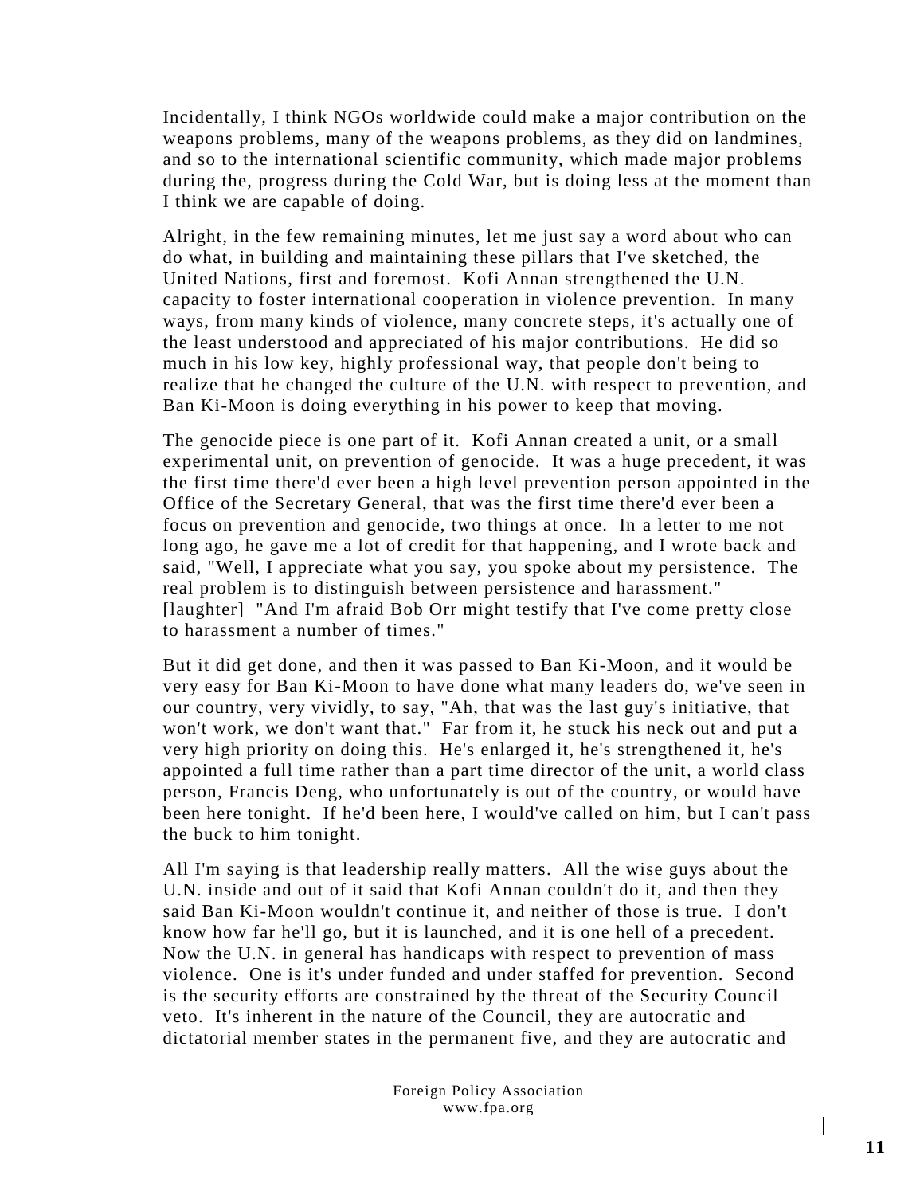Incidentally, I think NGOs worldwide could make a major contribution on the weapons problems, many of the weapons problems, as they did on landmines, and so to the international scientific community, which made major problems during the, progress during the Cold War, but is doing less at the moment than I think we are capable of doing.

Alright, in the few remaining minutes, let me just say a word about who can do what, in building and maintaining these pillars that I've sketched, the United Nations, first and foremost. Kofi Annan strengthened the U.N. capacity to foster international cooperation in violence prevention. In many ways, from many kinds of violence, many concrete steps, it's actually one of the least understood and appreciated of his major contributions. He did so much in his low key, highly professional way, that people don't being to realize that he changed the culture of the U.N. with respect to prevention, and Ban Ki-Moon is doing everything in his power to keep that moving.

The genocide piece is one part of it. Kofi Annan created a unit, or a small experimental unit, on prevention of genocide. It was a huge precedent, it was the first time there'd ever been a high level prevention person appointed in the Office of the Secretary General, that was the first time there'd ever been a focus on prevention and genocide, two things at once. In a letter to me not long ago, he gave me a lot of credit for that happening, and I wrote back and said, "Well, I appreciate what you say, you spoke about my persistence. The real problem is to distinguish between persistence and harassment." [laughter] "And I'm afraid Bob Orr might testify that I've come pretty close to harassment a number of times."

But it did get done, and then it was passed to Ban Ki-Moon, and it would be very easy for Ban Ki-Moon to have done what many leaders do, we've seen in our country, very vividly, to say, "Ah, that was the last guy's initiative, that won't work, we don't want that." Far from it, he stuck his neck out and put a very high priority on doing this. He's enlarged it, he's strengthened it, he's appointed a full time rather than a part time director of the unit, a world class person, Francis Deng, who unfortunately is out of the country, or would have been here tonight. If he'd been here, I would've called on him, but I can't pass the buck to him tonight.

All I'm saying is that leadership really matters. All the wise guys about the U.N. inside and out of it said that Kofi Annan couldn't do it, and then they said Ban Ki-Moon wouldn't continue it, and neither of those is true. I don't know how far he'll go, but it is launched, and it is one hell of a precedent. Now the U.N. in general has handicaps with respect to prevention of mass violence. One is it's under funded and under staffed for prevention. Second is the security efforts are constrained by the threat of the Security Council veto. It's inherent in the nature of the Council, they are autocratic and dictatorial member states in the permanent five, and they are autocratic and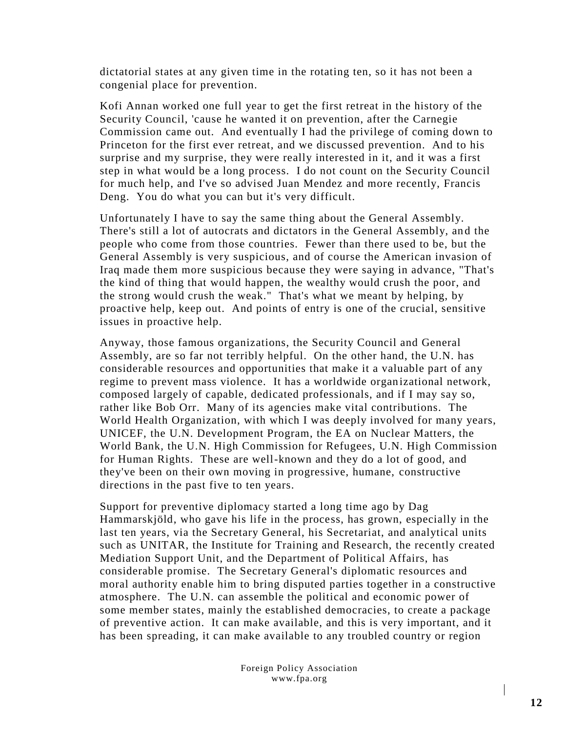dictatorial states at any given time in the rotating ten, so it has not been a congenial place for prevention.

Kofi Annan worked one full year to get the first retreat in the history of the Security Council, 'cause he wanted it on prevention, after the Carnegie Commission came out. And eventually I had the privilege of coming down to Princeton for the first ever retreat, and we discussed prevention. And to his surprise and my surprise, they were really interested in it, and it was a first step in what would be a long process. I do not count on the Security Council for much help, and I've so advised Juan Mendez and more recently, Francis Deng. You do what you can but it's very difficult.

Unfortunately I have to say the same thing about the General Assembly. There's still a lot of autocrats and dictators in the General Assembly, and the people who come from those countries. Fewer than there used to be, but the General Assembly is very suspicious, and of course the American invasion of Iraq made them more suspicious because they were saying in advance, "That's the kind of thing that would happen, the wealthy would crush the poor, and the strong would crush the weak." That's what we meant by helping, by proactive help, keep out. And points of entry is one of the crucial, sensitive issues in proactive help.

Anyway, those famous organizations, the Security Council and General Assembly, are so far not terribly helpful. On the other hand, the U.N. has considerable resources and opportunities that make it a valuable part of any regime to prevent mass violence. It has a worldwide organizational network, composed largely of capable, dedicated professionals, and if I may say so, rather like Bob Orr. Many of its agencies make vital contributions. The World Health Organization, with which I was deeply involved for many years, UNICEF, the U.N. Development Program, the EA on Nuclear Matters, the World Bank, the U.N. High Commission for Refugees, U.N. High Commission for Human Rights. These are well-known and they do a lot of good, and they've been on their own moving in progressive, humane, constructive directions in the past five to ten years.

Support for preventive diplomacy started a long time ago by Dag Hammarskjöld, who gave his life in the process, has grown, especially in the last ten years, via the Secretary General, his Secretariat, and analytical units such as UNITAR, the Institute for Training and Research, the recently created Mediation Support Unit, and the Department of Political Affairs, has considerable promise. The Secretary General's diplomatic resources and moral authority enable him to bring disputed parties together in a constructive atmosphere. The U.N. can assemble the political and economic power of some member states, mainly the established democracies, to create a package of preventive action. It can make available, and this is very important, and it has been spreading, it can make available to any troubled country or region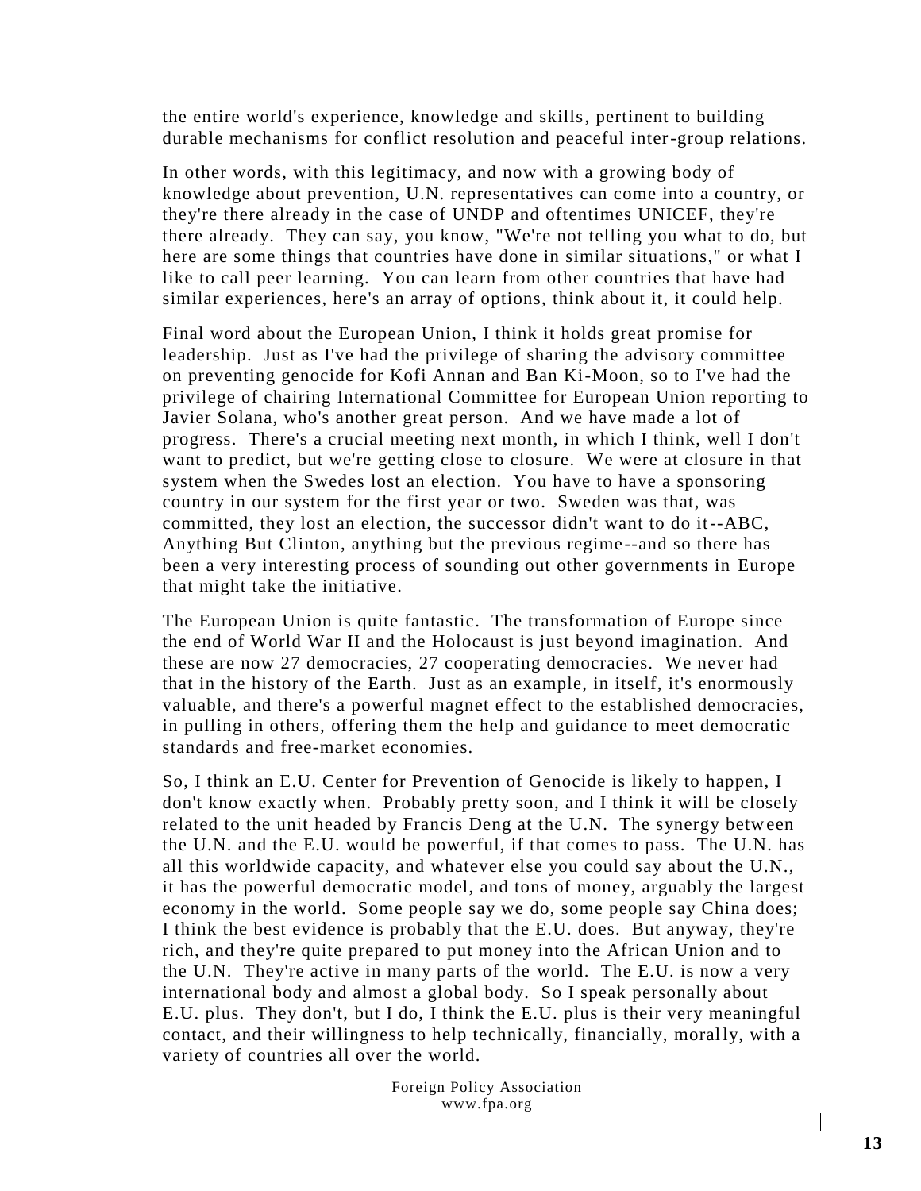the entire world's experience, knowledge and skills, pertinent to building durable mechanisms for conflict resolution and peaceful inter-group relations.

In other words, with this legitimacy, and now with a growing body of knowledge about prevention, U.N. representatives can come into a country, or they're there already in the case of UNDP and oftentimes UNICEF, they're there already. They can say, you know, "We're not telling you what to do, but here are some things that countries have done in similar situations," or what I like to call peer learning. You can learn from other countries that have had similar experiences, here's an array of options, think about it, it could help.

Final word about the European Union, I think it holds great promise for leadership. Just as I've had the privilege of sharing the advisory committee on preventing genocide for Kofi Annan and Ban Ki-Moon, so to I've had the privilege of chairing International Committee for European Union reporting to Javier Solana, who's another great person. And we have made a lot of progress. There's a crucial meeting next month, in which I think, well I don't want to predict, but we're getting close to closure. We were at closure in that system when the Swedes lost an election. You have to have a sponsoring country in our system for the first year or two. Sweden was that, was committed, they lost an election, the successor didn't want to do it--ABC, Anything But Clinton, anything but the previous regime--and so there has been a very interesting process of sounding out other governments in Europe that might take the initiative.

The European Union is quite fantastic. The transformation of Europe since the end of World War II and the Holocaust is just beyond imagination. And these are now 27 democracies, 27 cooperating democracies. We never had that in the history of the Earth. Just as an example, in itself, it's enormously valuable, and there's a powerful magnet effect to the established democracies, in pulling in others, offering them the help and guidance to meet democratic standards and free-market economies.

So, I think an E.U. Center for Prevention of Genocide is likely to happen, I don't know exactly when. Probably pretty soon, and I think it will be closely related to the unit headed by Francis Deng at the U.N. The synergy between the U.N. and the E.U. would be powerful, if that comes to pass. The U.N. has all this worldwide capacity, and whatever else you could say about the U.N., it has the powerful democratic model, and tons of money, arguably the largest economy in the world. Some people say we do, some people say China does; I think the best evidence is probably that the E.U. does. But anyway, they're rich, and they're quite prepared to put money into the African Union and to the U.N. They're active in many parts of the world. The E.U. is now a very international body and almost a global body. So I speak personally about E.U. plus. They don't, but I do, I think the E.U. plus is their very meaningful contact, and their willingness to help technically, financially, morally, with a variety of countries all over the world.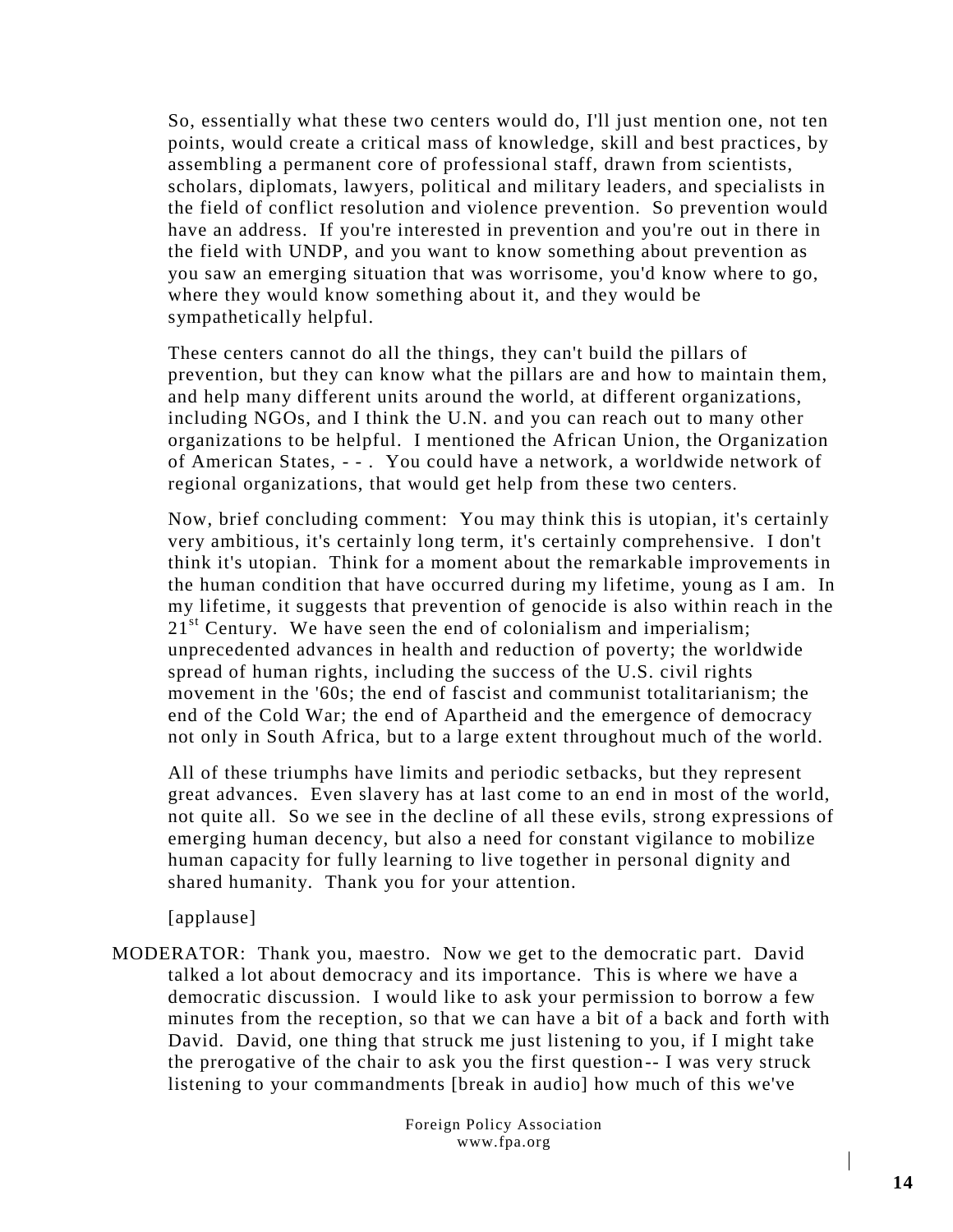So, essentially what these two centers would do, I'll just mention one, not ten points, would create a critical mass of knowledge, skill and best practices, by assembling a permanent core of professional staff, drawn from scientists, scholars, diplomats, lawyers, political and military leaders, and specialists in the field of conflict resolution and violence prevention. So prevention would have an address. If you're interested in prevention and you're out in there in the field with UNDP, and you want to know something about prevention as you saw an emerging situation that was worrisome, you'd know where to go, where they would know something about it, and they would be sympathetically helpful.

These centers cannot do all the things, they can't build the pillars of prevention, but they can know what the pillars are and how to maintain them, and help many different units around the world, at different organizations, including NGOs, and I think the U.N. and you can reach out to many other organizations to be helpful. I mentioned the African Union, the Organization of American States, - - . You could have a network, a worldwide network of regional organizations, that would get help from these two centers.

Now, brief concluding comment: You may think this is utopian, it's certainly very ambitious, it's certainly long term, it's certainly comprehensive. I don't think it's utopian. Think for a moment about the remarkable improvements in the human condition that have occurred during my lifetime, young as I am. In my lifetime, it suggests that prevention of genocide is also within reach in the 21st Century. We have seen the end of colonialism and imperialism; unprecedented advances in health and reduction of poverty; the worldwide spread of human rights, including the success of the U.S. civil rights movement in the '60s; the end of fascist and communist totalitarianism; the end of the Cold War; the end of Apartheid and the emergence of democracy not only in South Africa, but to a large extent throughout much of the world.

All of these triumphs have limits and periodic setbacks, but they represent great advances. Even slavery has at last come to an end in most of the world, not quite all. So we see in the decline of all these evils, strong expressions of emerging human decency, but also a need for constant vigilance to mobilize human capacity for fully learning to live together in personal dignity and shared humanity. Thank you for your attention.

[applause]

MODERATOR: Thank you, maestro. Now we get to the democratic part. David talked a lot about democracy and its importance. This is where we have a democratic discussion. I would like to ask your permission to borrow a few minutes from the reception, so that we can have a bit of a back and forth with David. David, one thing that struck me just listening to you, if I might take the prerogative of the chair to ask you the first question-- I was very struck listening to your commandments [break in audio] how much of this we've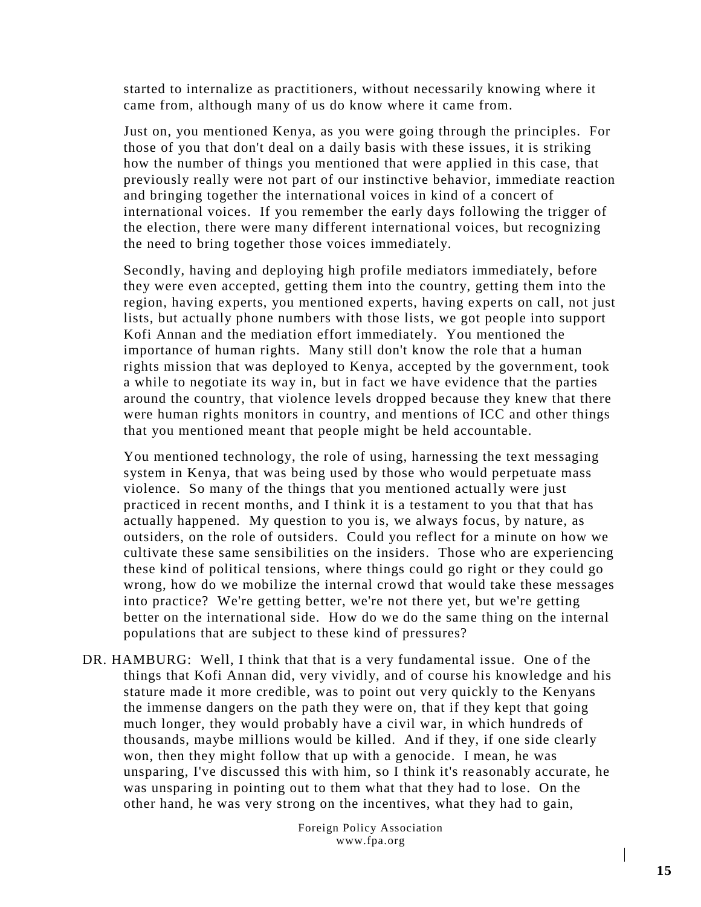started to internalize as practitioners, without necessarily knowing where it came from, although many of us do know where it came from.

Just on, you mentioned Kenya, as you were going through the principles. For those of you that don't deal on a daily basis with these issues, it is striking how the number of things you mentioned that were applied in this case, that previously really were not part of our instinctive behavior, immediate reaction and bringing together the international voices in kind of a concert of international voices. If you remember the early days following the trigger of the election, there were many different international voices, but recognizing the need to bring together those voices immediately.

Secondly, having and deploying high profile mediators immediately, before they were even accepted, getting them into the country, getting them into the region, having experts, you mentioned experts, having experts on call, not just lists, but actually phone numbers with those lists, we got people into support Kofi Annan and the mediation effort immediately. You mentioned the importance of human rights. Many still don't know the role that a human rights mission that was deployed to Kenya, accepted by the government, took a while to negotiate its way in, but in fact we have evidence that the parties around the country, that violence levels dropped because they knew that there were human rights monitors in country, and mentions of ICC and other things that you mentioned meant that people might be held accountable.

You mentioned technology, the role of using, harnessing the text messaging system in Kenya, that was being used by those who would perpetuate mass violence. So many of the things that you mentioned actually were just practiced in recent months, and I think it is a testament to you that that has actually happened. My question to you is, we always focus, by nature, as outsiders, on the role of outsiders. Could you reflect for a minute on how we cultivate these same sensibilities on the insiders. Those who are experiencing these kind of political tensions, where things could go right or they could go wrong, how do we mobilize the internal crowd that would take these messages into practice? We're getting better, we're not there yet, but we're getting better on the international side. How do we do the same thing on the internal populations that are subject to these kind of pressures?

DR. HAMBURG: Well, I think that that is a very fundamental issue. One of the things that Kofi Annan did, very vividly, and of course his knowledge and his stature made it more credible, was to point out very quickly to the Kenyans the immense dangers on the path they were on, that if they kept that going much longer, they would probably have a civil war, in which hundreds of thousands, maybe millions would be killed. And if they, if one side clearly won, then they might follow that up with a genocide. I mean, he was unsparing, I've discussed this with him, so I think it's reasonably accurate, he was unsparing in pointing out to them what that they had to lose. On the other hand, he was very strong on the incentives, what they had to gain,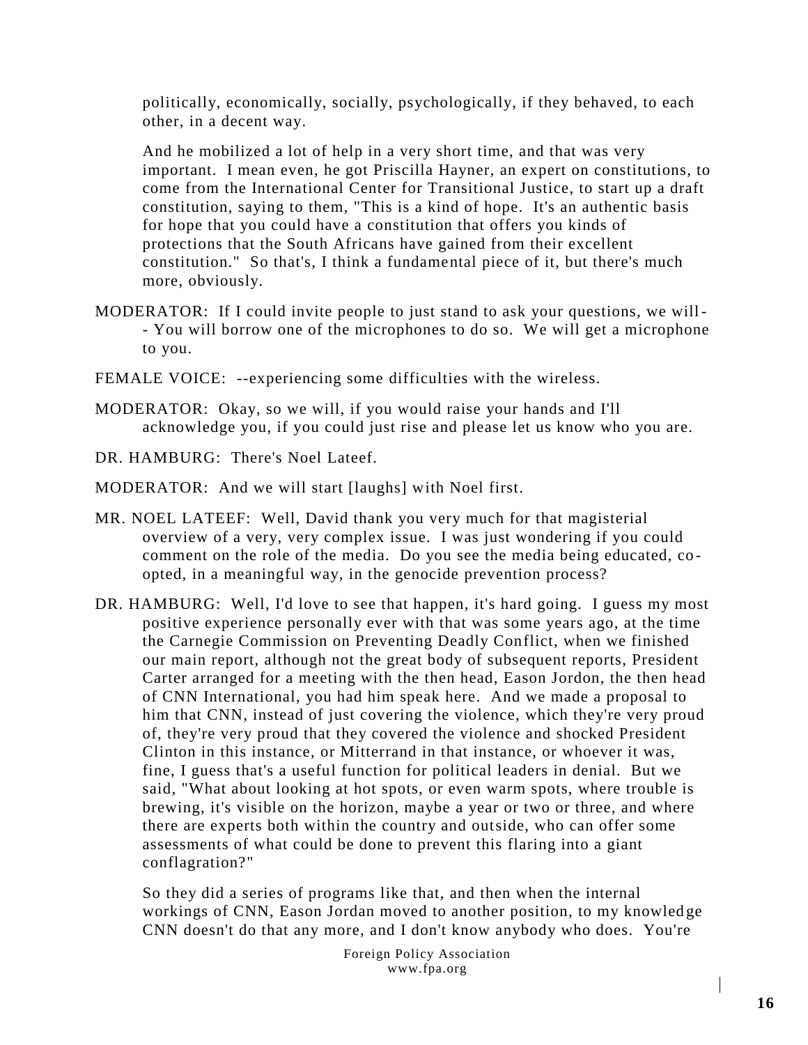politically, economically, socially, psychologically, if they behaved, to each other, in a decent way.

And he mobilized a lot of help in a very short time, and that was very important. I mean even, he got Priscilla Hayner, an expert on constitutions, to come from the International Center for Transitional Justice, to start up a draft constitution, saying to them, "This is a kind of hope. It's an authentic basis for hope that you could have a constitution that offers you kinds of protections that the South Africans have gained from their excellent constitution." So that's, I think a fundamental piece of it, but there's much more, obviously.

MODERATOR: If I could invite people to just stand to ask your questions, we will-- You will borrow one of the microphones to do so. We will get a microphone to you.

FEMALE VOICE: --experiencing some difficulties with the wireless.

MODERATOR: Okay, so we will, if you would raise your hands and I'll acknowledge you, if you could just rise and please let us know who you are.

DR. HAMBURG: There's Noel Lateef.

MODERATOR: And we will start [laughs] with Noel first.

MR. NOEL LATEEF: Well, David thank you very much for that magisterial overview of a very, very complex issue. I was just wondering if you could comment on the role of the media. Do you see the media being educated, co-opted, in a meaningful way, in the genocide prevention process?

DR. HAMBURG: Well, I'd love to see that happen, it's hard going. I guess my most positive experience personally ever with that was some years ago, at the time the Carnegie Commission on Preventing Deadly Conflict, when we finished our main report, although not the great body of subsequent reports, President Carter arranged for a meeting with the then head, Eason Jordon, the then head of CNN International, you had him speak here. And we made a proposal to him that CNN, instead of just covering the violence, which they're very proud of, they're very proud that they covered the violence and shocked President Clinton in this instance, or Mitterrand in that instance, or whoever it was, fine, I guess that's a useful function for political leaders in denial. But we said, "What about looking at hot spots, or even warm spots, where trouble is brewing, it's visible on the horizon, maybe a year or two or three, and where there are experts both within the country and outside, who can offer some assessments of what could be done to prevent this flaring into a giant conflagration?"

So they did a series of programs like that, and then when the internal workings of CNN, Eason Jordan moved to another position, to my knowledge CNN doesn't do that any more, and I don't know anybody who does. You're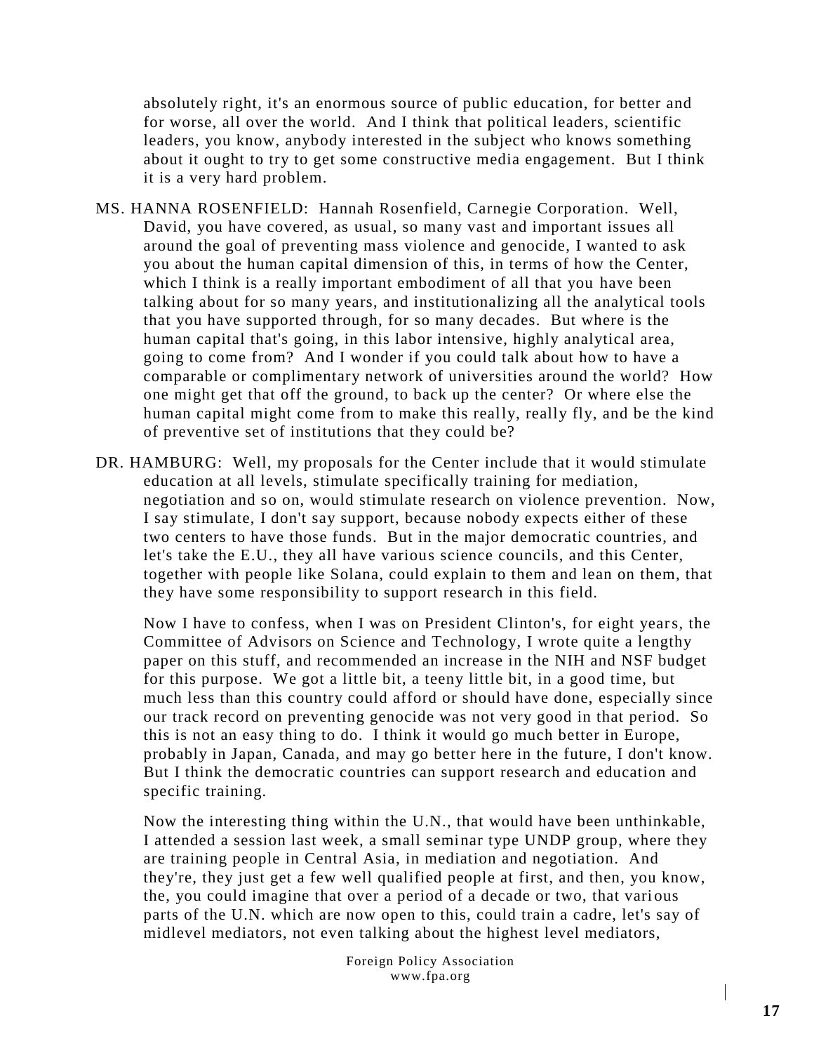absolutely right, it's an enormous source of public education, for better and for worse, all over the world. And I think that political leaders, scientific leaders, you know, anybody interested in the subject who knows something about it ought to try to get some constructive media engagement. But I think it is a very hard problem.

MS. HANNA ROSENFIELD: Hannah Rosenfield, Carnegie Corporation. Well, David, you have covered, as usual, so many vast and important issues all around the goal of preventing mass violence and genocide, I wanted to ask you about the human capital dimension of this, in terms of how the Center, which I think is a really important embodiment of all that you have been talking about for so many years, and institutionalizing all the analytical tools that you have supported through, for so many decades. But where is the human capital that's going, in this labor intensive, highly analytical area, going to come from? And I wonder if you could talk about how to have a comparable or complimentary network of universities around the world? How one might get that off the ground, to back up the center? Or where else the human capital might come from to make this really, really fly, and be the kind of preventive set of institutions that they could be?

DR. HAMBURG: Well, my proposals for the Center include that it would stimulate education at all levels, stimulate specifically training for mediation, negotiation and so on, would stimulate research on violence prevention. Now, I say stimulate, I don't say support, because nobody expects either of these two centers to have those funds. But in the major democratic countries, and let's take the E.U., they all have various science councils, and this Center, together with people like Solana, could explain to them and lean on them, that they have some responsibility to support research in this field.

Now I have to confess, when I was on President Clinton's, for eight years, the Committee of Advisors on Science and Technology, I wrote quite a lengthy paper on this stuff, and recommended an increase in the NIH and NSF budget for this purpose. We got a little bit, a teeny little bit, in a good time, but much less than this country could afford or should have done, especially since our track record on preventing genocide was not very good in that period. So this is not an easy thing to do. I think it would go much better in Europe, probably in Japan, Canada, and may go better here in the future, I don't know. But I think the democratic countries can support research and education and specific training.

Now the interesting thing within the U.N., that would have been unthinkable, I attended a session last week, a small seminar type UNDP group, where they are training people in Central Asia, in mediation and negotiation. And they're, they just get a few well qualified people at first, and then, you know, the, you could imagine that over a period of a decade or two, that various parts of the U.N. which are now open to this, could train a cadre, let's say of midlevel mediators, not even talking about the highest level mediators,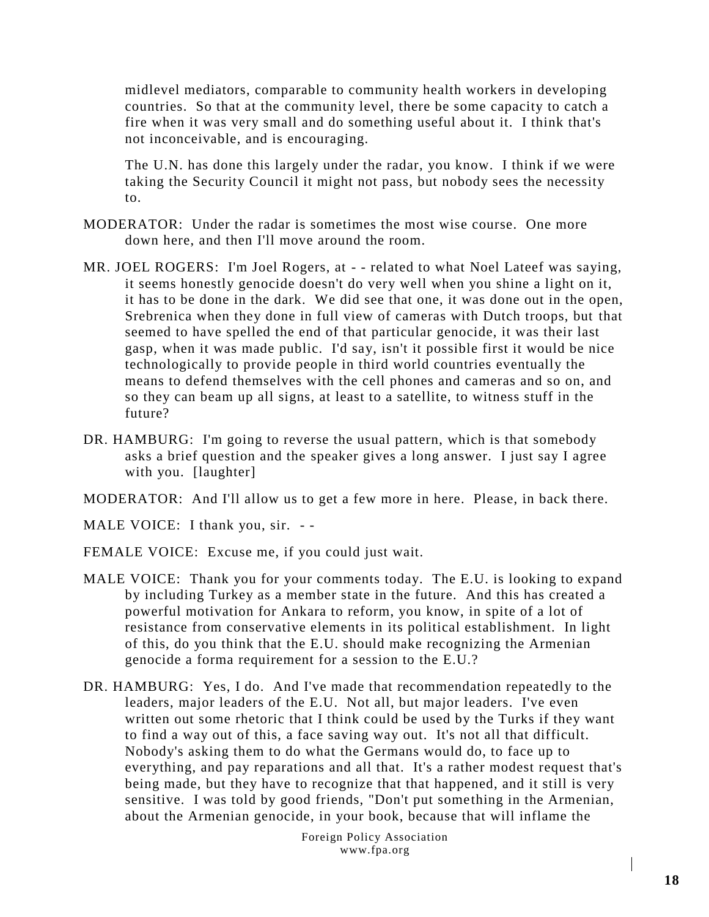midlevel mediators, comparable to community health workers in developing countries. So that at the community level, there be some capacity to catch a fire when it was very small and do something useful about it. I think that's not inconceivable, and is encouraging.

The U.N. has done this largely under the radar, you know. I think if we were taking the Security Council it might not pass, but nobody sees the necessity to.

MODERATOR: Under the radar is sometimes the most wise course. One more down here, and then I'll move around the room.

MR. JOEL ROGERS: I'm Joel Rogers, at - - related to what Noel Lateef was saying, it seems honestly genocide doesn't do very well when you shine a light on it, it has to be done in the dark. We did see that one, it was done out in the open, Srebrenica when they done in full view of cameras with Dutch troops, but that seemed to have spelled the end of that particular genocide, it was their last gasp, when it was made public. I'd say, isn't it possible first it would be nice technologically to provide people in third world countries eventually the means to defend themselves with the cell phones and cameras and so on, and so they can beam up all signs, at least to a satellite, to witness stuff in the future?

DR. HAMBURG: I'm going to reverse the usual pattern, which is that somebody asks a brief question and the speaker gives a long answer. I just say I agree with you. [laughter]

MODERATOR: And I'll allow us to get a few more in here. Please, in back there.

MALE VOICE: I thank you, sir. - -

FEMALE VOICE: Excuse me, if you could just wait.

MALE VOICE: Thank you for your comments today. The E.U. is looking to expand by including Turkey as a member state in the future. And this has created a powerful motivation for Ankara to reform, you know, in spite of a lot of resistance from conservative elements in its political establishment. In light of this, do you think that the E.U. should make recognizing the Armenian genocide a forma requirement for a session to the E.U.?

DR. HAMBURG: Yes, I do. And I've made that recommendation repeatedly to the leaders, major leaders of the E.U. Not all, but major leaders. I've even written out some rhetoric that I think could be used by the Turks if they want to find a way out of this, a face saving way out. It's not all that difficult. Nobody's asking them to do what the Germans would do, to face up to everything, and pay reparations and all that. It's a rather modest request that's being made, but they have to recognize that that happened, and it still is very sensitive. I was told by good friends, "Don't put something in the Armenian, about the Armenian genocide, in your book, because that will inflame the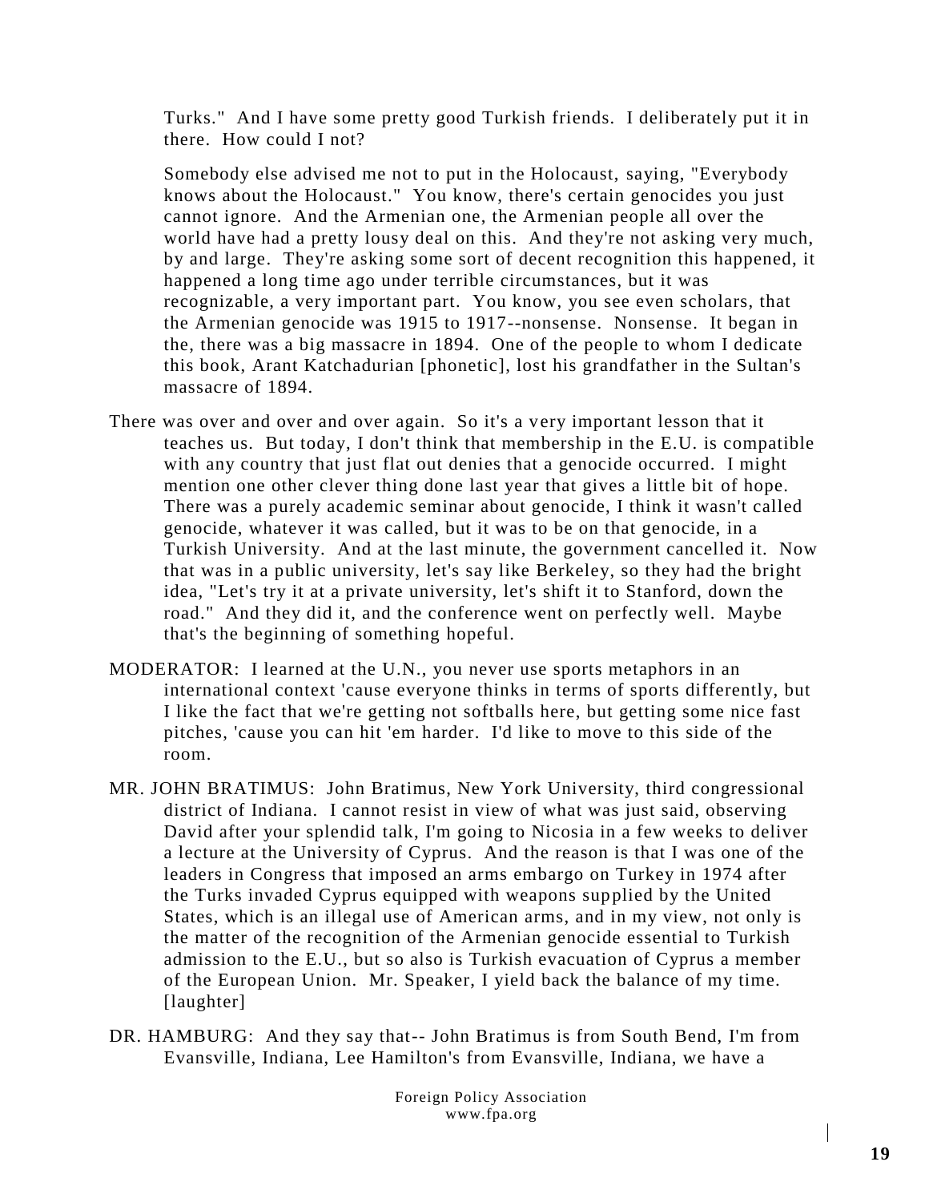Turks." And I have some pretty good Turkish friends. I deliberately put it in there. How could I not?

Somebody else advised me not to put in the Holocaust, saying, "Everybody knows about the Holocaust." You know, there's certain genocides you just cannot ignore. And the Armenian one, the Armenian people all over the world have had a pretty lousy deal on this. And they're not asking very much, by and large. They're asking some sort of decent recognition this happened, it happened a long time ago under terrible circumstances, but it was recognizable, a very important part. You know, you see even scholars, that the Armenian genocide was 1915 to 1917--nonsense. Nonsense. It began in the, there was a big massacre in 1894. One of the people to whom I dedicate this book, Arant Katchadurian [phonetic], lost his grandfather in the Sultan's massacre of 1894.

There was over and over and over again. So it's a very important lesson that it teaches us. But today, I don't think that membership in the E.U. is compatible with any country that just flat out denies that a genocide occurred. I might mention one other clever thing done last year that gives a little bit of hope. There was a purely academic seminar about genocide, I think it wasn't called genocide, whatever it was called, but it was to be on that genocide, in a Turkish University. And at the last minute, the government cancelled it. Now that was in a public university, let's say like Berkeley, so they had the bright idea, "Let's try it at a private university, let's shift it to Stanford, down the road." And they did it, and the conference went on perfectly well. Maybe that's the beginning of something hopeful.

MODERATOR: I learned at the U.N., you never use sports metaphors in an international context 'cause everyone thinks in terms of sports differently, but I like the fact that we're getting not softballs here, but getting some nice fast pitches, 'cause you can hit 'em harder. I'd like to move to this side of the room.

MR. JOHN BRATIMUS: John Bratimus, New York University, third congressional district of Indiana. I cannot resist in view of what was just said, observing David after your splendid talk, I'm going to Nicosia in a few weeks to deliver a lecture at the University of Cyprus. And the reason is that I was one of the leaders in Congress that imposed an arms embargo on Turkey in 1974 after the Turks invaded Cyprus equipped with weapons supplied by the United States, which is an illegal use of American arms, and in my view, not only is the matter of the recognition of the Armenian genocide essential to Turkish admission to the E.U., but so also is Turkish evacuation of Cyprus a member of the European Union. Mr. Speaker, I yield back the balance of my time. [laughter]

DR. HAMBURG: And they say that-- John Bratimus is from South Bend, I'm from Evansville, Indiana, Lee Hamilton's from Evansville, Indiana, we have a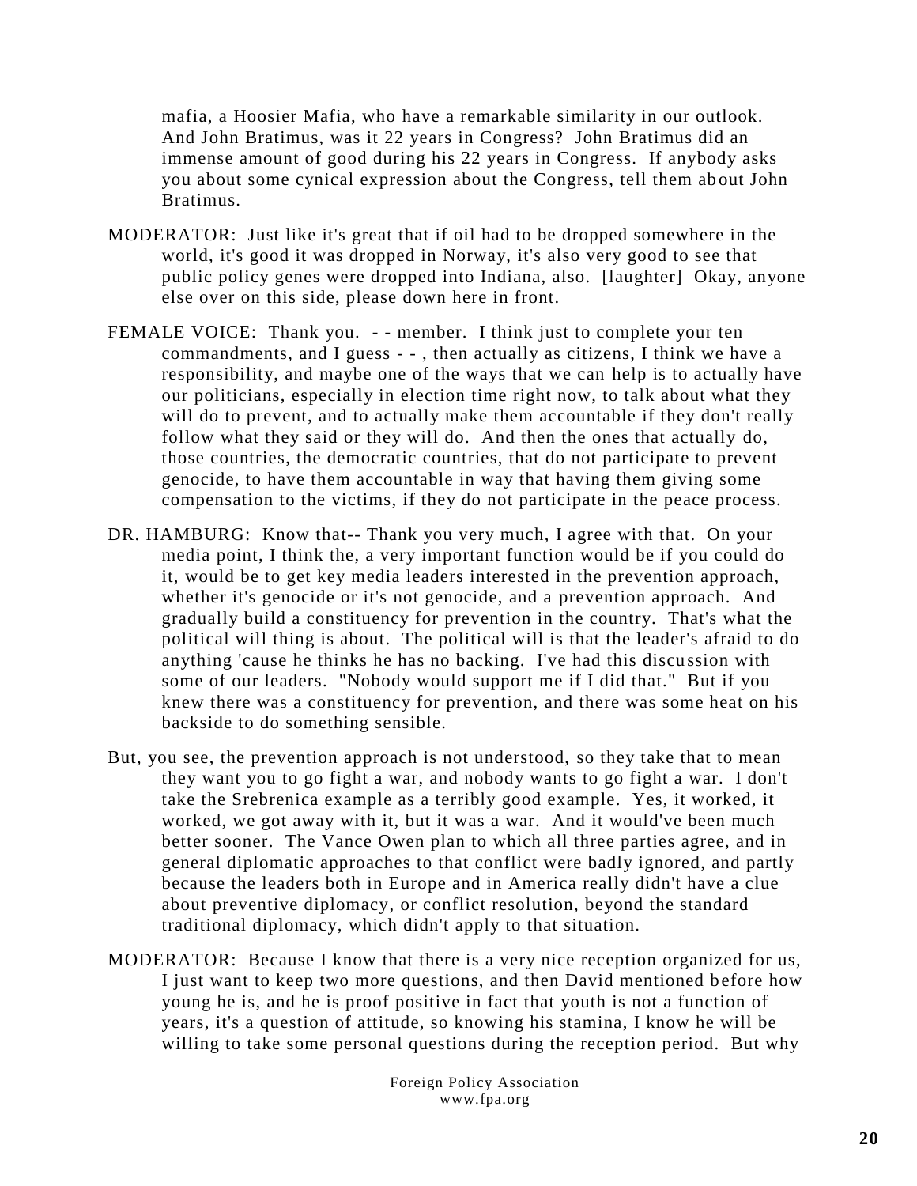mafia, a Hoosier Mafia, who have a remarkable similarity in our outlook. And John Bratimus, was it 22 years in Congress? John Bratimus did an immense amount of good during his 22 years in Congress. If anybody asks you about some cynical expression about the Congress, tell them about John Bratimus.

MODERATOR: Just like it's great that if oil had to be dropped somewhere in the world, it's good it was dropped in Norway, it's also very good to see that public policy genes were dropped into Indiana, also. [laughter] Okay, anyone else over on this side, please down here in front.

FEMALE VOICE: Thank you. - - member. I think just to complete your ten commandments, and I guess - - , then actually as citizens, I think we have a responsibility, and maybe one of the ways that we can help is to actually have our politicians, especially in election time right now, to talk about what they will do to prevent, and to actually make them accountable if they don't really follow what they said or they will do. And then the ones that actually do, those countries, the democratic countries, that do not participate to prevent genocide, to have them accountable in way that having them giving some compensation to the victims, if they do not participate in the peace process.

DR. HAMBURG: Know that-- Thank you very much, I agree with that. On your media point, I think the, a very important function would be if you could do it, would be to get key media leaders interested in the prevention approach, whether it's genocide or it's not genocide, and a prevention approach. And gradually build a constituency for prevention in the country. That's what the political will thing is about. The political will is that the leader's afraid to do anything 'cause he thinks he has no backing. I've had this discussion with some of our leaders. "Nobody would support me if I did that." But if you knew there was a constituency for prevention, and there was some heat on his backside to do something sensible.

But, you see, the prevention approach is not understood, so they take that to mean they want you to go fight a war, and nobody wants to go fight a war. I don't take the Srebrenica example as a terribly good example. Yes, it worked, it worked, we got away with it, but it was a war. And it would've been much better sooner. The Vance Owen plan to which all three parties agree, and in general diplomatic approaches to that conflict were badly ignored, and partly because the leaders both in Europe and in America really didn't have a clue about preventive diplomacy, or conflict resolution, beyond the standard traditional diplomacy, which didn't apply to that situation.

MODERATOR: Because I know that there is a very nice reception organized for us, I just want to keep two more questions, and then David mentioned before how young he is, and he is proof positive in fact that youth is not a function of years, it's a question of attitude, so knowing his stamina, I know he will be willing to take some personal questions during the reception period. But why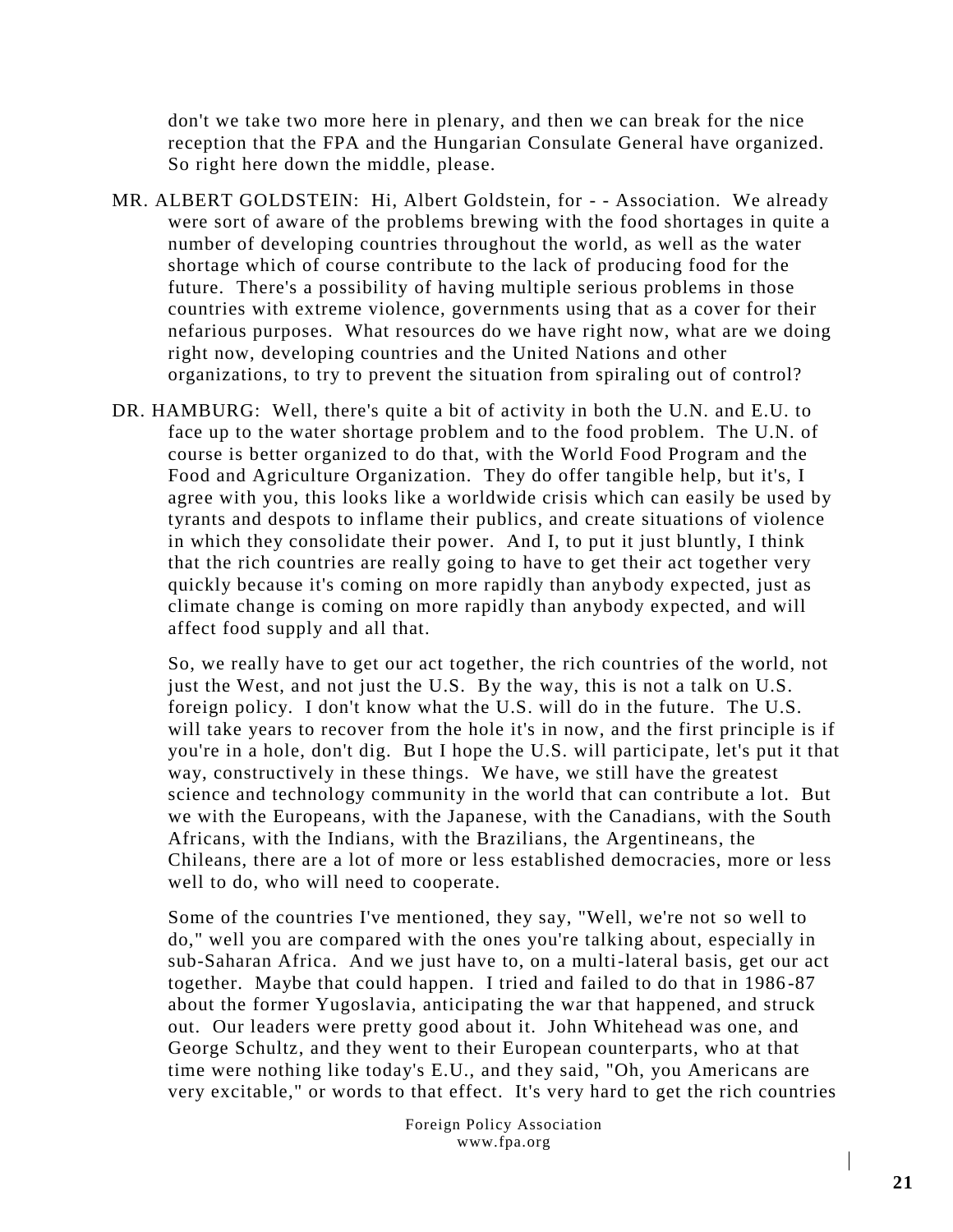don't we take two more here in plenary, and then we can break for the nice reception that the FPA and the Hungarian Consulate General have organized. So right here down the middle, please.

MR. ALBERT GOLDSTEIN: Hi, Albert Goldstein, for - - Association. We already were sort of aware of the problems brewing with the food shortages in quite a number of developing countries throughout the world, as well as the water shortage which of course contribute to the lack of producing food for the future. There's a possibility of having multiple serious problems in those countries with extreme violence, governments using that as a cover for their nefarious purposes. What resources do we have right now, what are we doing right now, developing countries and the United Nations and other organizations, to try to prevent the situation from spiraling out of control?

DR. HAMBURG: Well, there's quite a bit of activity in both the U.N. and E.U. to face up to the water shortage problem and to the food problem. The U.N. of course is better organized to do that, with the World Food Program and the Food and Agriculture Organization. They do offer tangible help, but it's, I agree with you, this looks like a worldwide crisis which can easily be used by tyrants and despots to inflame their publics, and create situations of violence in which they consolidate their power. And I, to put it just bluntly, I think that the rich countries are really going to have to get their act together very quickly because it's coming on more rapidly than anybody expected, just as climate change is coming on more rapidly than anybody expected, and will affect food supply and all that.

So, we really have to get our act together, the rich countries of the world, not just the West, and not just the U.S. By the way, this is not a talk on U.S. foreign policy. I don't know what the U.S. will do in the future. The U.S. will take years to recover from the hole it's in now, and the first principle is if you're in a hole, don't dig. But I hope the U.S. will participate, let's put it that way, constructively in these things. We have, we still have the greatest science and technology community in the world that can contribute a lot. But we with the Europeans, with the Japanese, with the Canadians, with the South Africans, with the Indians, with the Brazilians, the Argentineans, the Chileans, there are a lot of more or less established democracies, more or less well to do, who will need to cooperate.

Some of the countries I've mentioned, they say, "Well, we're not so well to do," well you are compared with the ones you're talking about, especially in sub-Saharan Africa. And we just have to, on a multi-lateral basis, get our act together. Maybe that could happen. I tried and failed to do that in 1986-87 about the former Yugoslavia, anticipating the war that happened, and struck out. Our leaders were pretty good about it. John Whitehead was one, and George Schultz, and they went to their European counterparts, who at that time were nothing like today's E.U., and they said, "Oh, you Americans are very excitable," or words to that effect. It's very hard to get the rich countries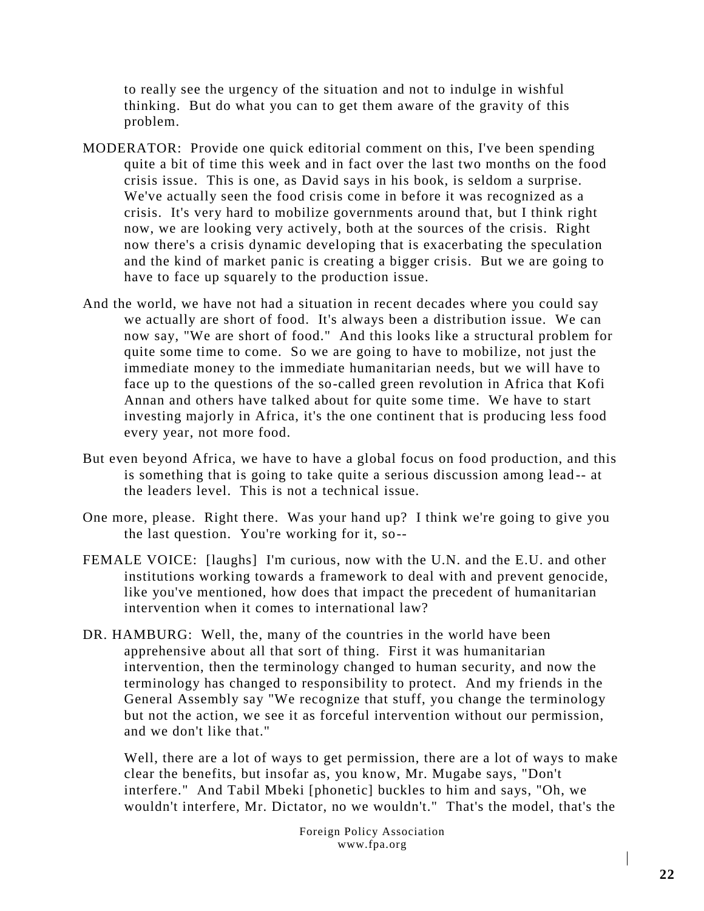to really see the urgency of the situation and not to indulge in wishful thinking. But do what you can to get them aware of the gravity of this problem.

MODERATOR: Provide one quick editorial comment on this, I've been spending quite a bit of time this week and in fact over the last two months on the food crisis issue. This is one, as David says in his book, is seldom a surprise. We've actually seen the food crisis come in before it was recognized as a crisis. It's very hard to mobilize governments around that, but I think right now, we are looking very actively, both at the sources of the crisis. Right now there's a crisis dynamic developing that is exacerbating the speculation and the kind of market panic is creating a bigger crisis. But we are going to have to face up squarely to the production issue.

And the world, we have not had a situation in recent decades where you could say we actually are short of food. It's always been a distribution issue. We can now say, "We are short of food." And this looks like a structural problem for quite some time to come. So we are going to have to mobilize, not just the immediate money to the immediate humanitarian needs, but we will have to face up to the questions of the so-called green revolution in Africa that Kofi Annan and others have talked about for quite some time. We have to start investing majorly in Africa, it's the one continent that is producing less food every year, not more food.

But even beyond Africa, we have to have a global focus on food production, and this is something that is going to take quite a serious discussion among lead-- at the leaders level. This is not a technical issue.

One more, please. Right there. Was your hand up? I think we're going to give you the last question. You're working for it, so--

FEMALE VOICE: [laughs] I'm curious, now with the U.N. and the E.U. and other institutions working towards a framework to deal with and prevent genocide, like you've mentioned, how does that impact the precedent of humanitarian intervention when it comes to international law?

DR. HAMBURG: Well, the, many of the countries in the world have been apprehensive about all that sort of thing. First it was humanitarian intervention, then the terminology changed to human security, and now the terminology has changed to responsibility to protect. And my friends in the General Assembly say "We recognize that stuff, you change the terminology but not the action, we see it as forceful intervention without our permission, and we don't like that."

Well, there are a lot of ways to get permission, there are a lot of ways to make clear the benefits, but insofar as, you know, Mr. Mugabe says, "Don't interfere." And Tabil Mbeki [phonetic] buckles to him and says, "Oh, we wouldn't interfere, Mr. Dictator, no we wouldn't." That's the model, that's the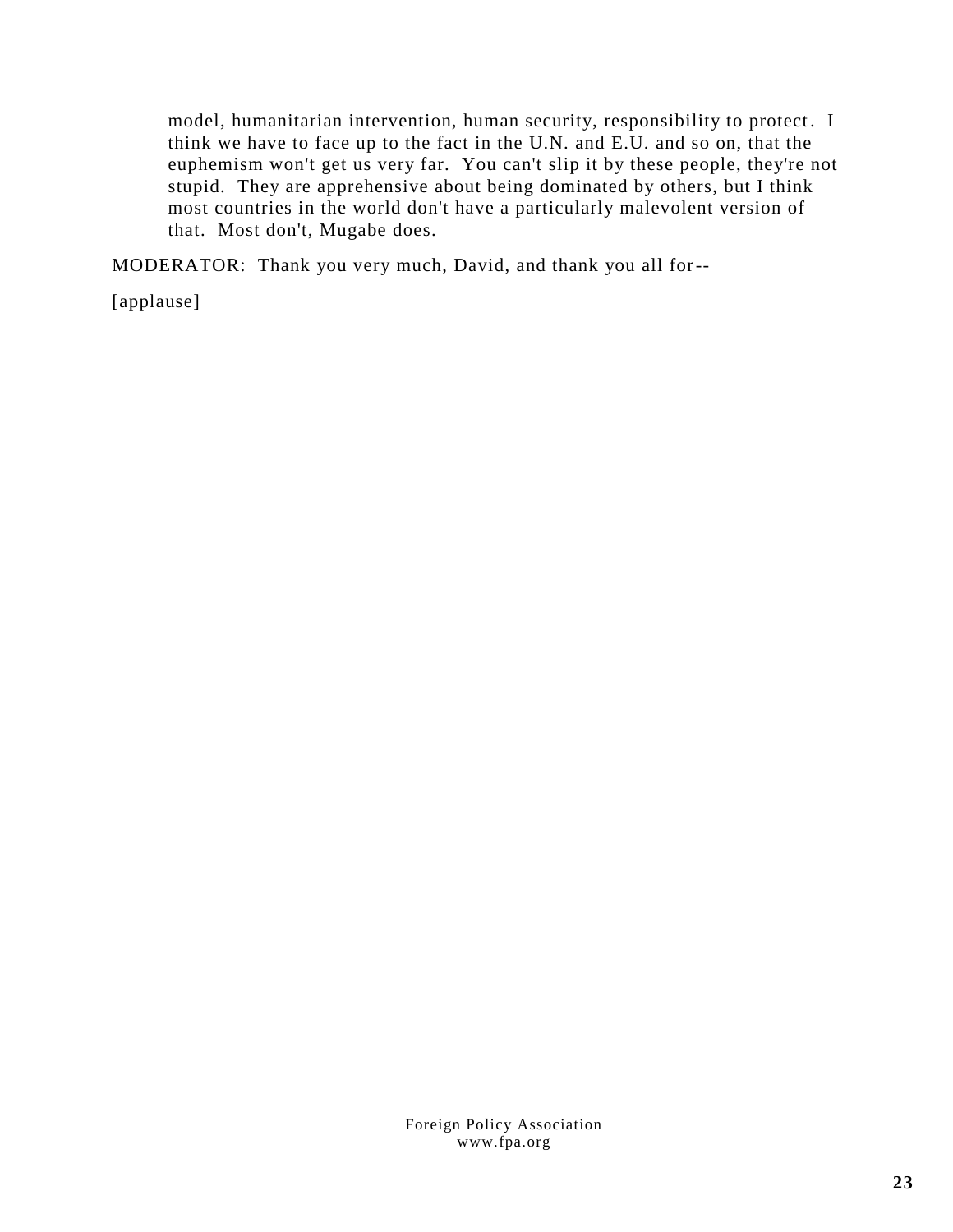model, humanitarian intervention, human security, responsibility to protect. I think we have to face up to the fact in the U.N. and E.U. and so on, that the euphemism won't get us very far. You can't slip it by these people, they're not stupid. They are apprehensive about being dominated by others, but I think most countries in the world don't have a particularly malevolent version of that. Most don't, Mugabe does.

MODERATOR: Thank you very much, David, and thank you all for--

[applause]